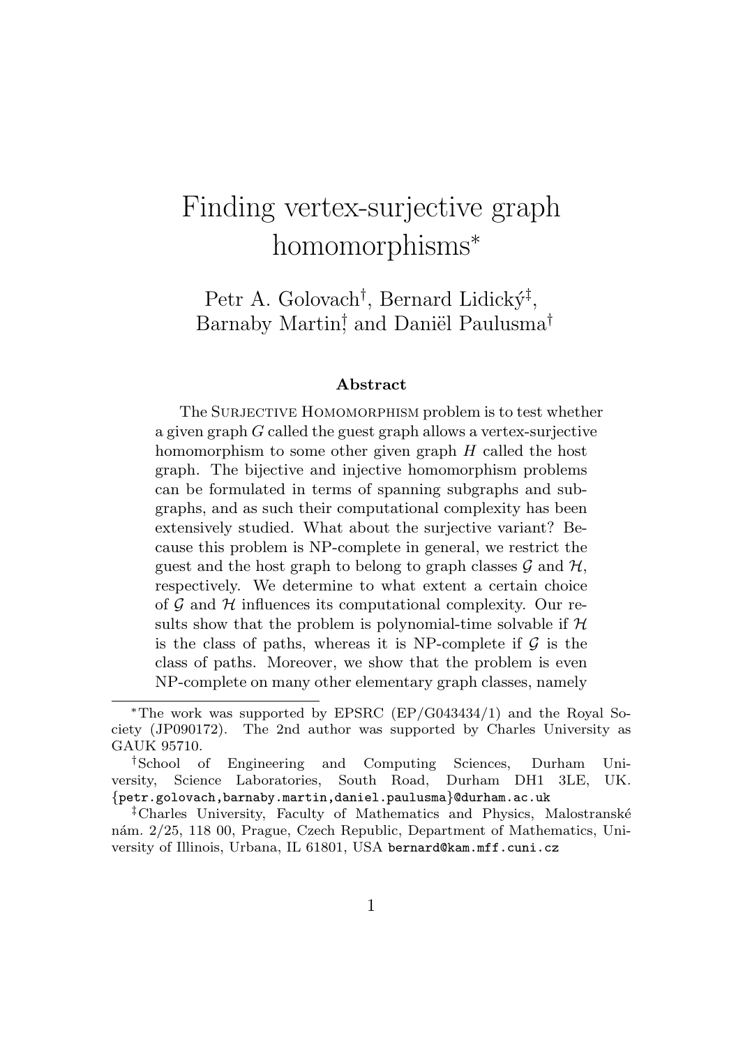# Finding vertex-surjective graph homomorphisms*

Petr A. Golovach[†], Bernard Lidický[‡], Barnaby Martin[†] and Daniël Paulusma[†]

### Abstract

The Surjective Homomorphism problem is to test whether a given graph $G$ called the guest graph allows a vertex-surjective homomorphism to some other given graph $H$ called the host graph. The bijective and injective homomorphism problems can be formulated in terms of spanning subgraphs and subgraphs, and as such their computational complexity has been extensively studied. What about the surjective variant? Because this problem is NP-complete in general, we restrict the guest and the host graph to belong to graph classes $\mathcal{G}$ and $\mathcal{H}$, respectively. We determine to what extent a certain choice of $\mathcal{G}$ and $\mathcal{H}$ influences its computational complexity. Our results show that the problem is polynomial-time solvable if $\mathcal{H}$ is the class of paths, whereas it is NP-complete if $\mathcal{G}$ is the class of paths. Moreover, we show that the problem is even NP-complete on many other elementary graph classes, namely

---

*The work was supported by EPSRC (EP/G043434/1) and the Royal Society (JP090172). The 2nd author was supported by Charles University as GAUK 95710.

[†]School of Engineering and Computing Sciences, Durham University, Science Laboratories, South Road, Durham DH1 3LE, UK. {petr.golovach,barnaby.martin,daniel.paulusma}@durham.ac.uk

[‡]Charles University, Faculty of Mathematics and Physics, Malostranské nám. 2/25, 118 00, Prague, Czech Republic, Department of Mathematics, University of Illinois, Urbana, IL 61801, USA bernard@kam.mff.cuni.cz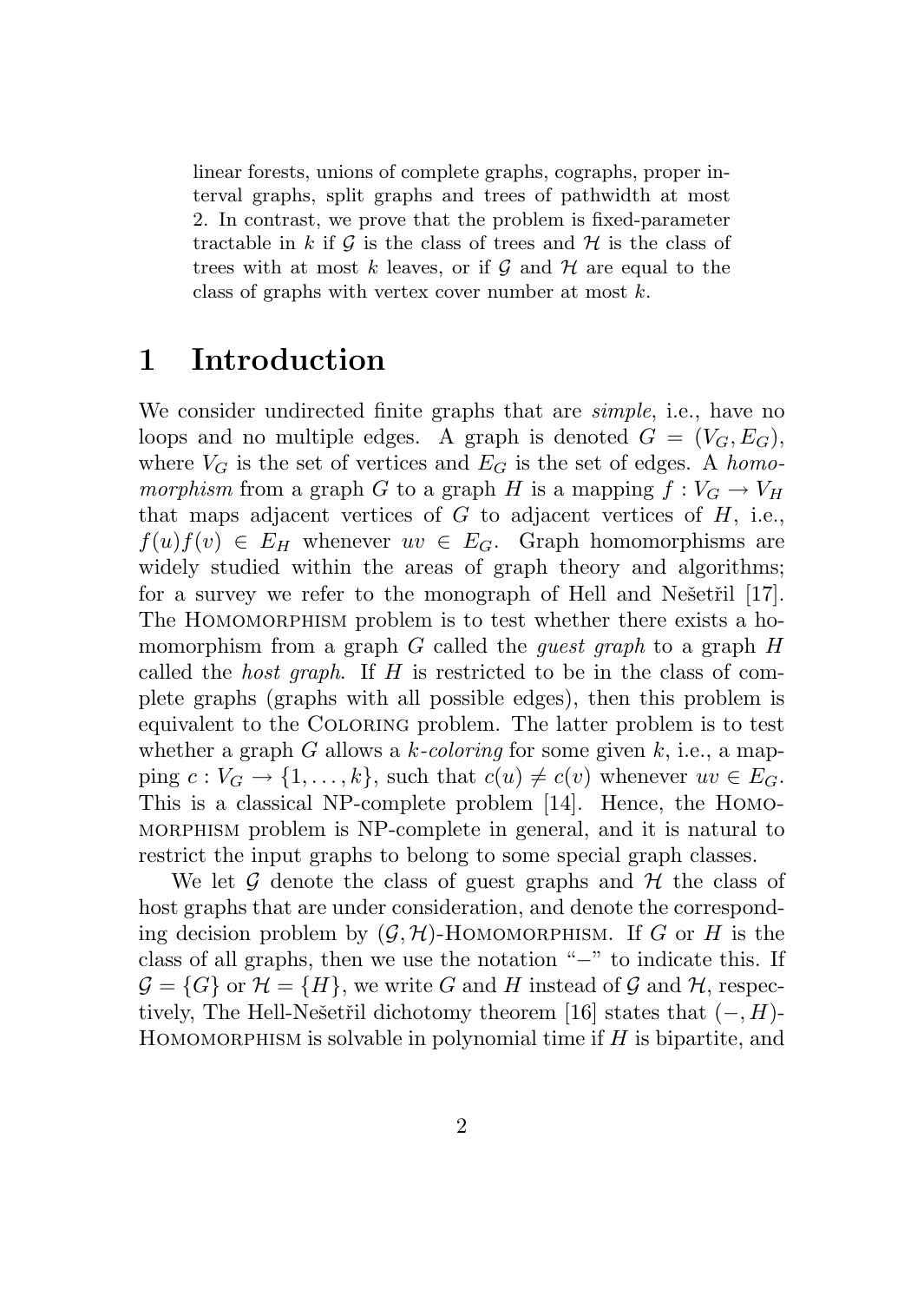linear forests, unions of complete graphs, cographs, proper interval graphs, split graphs and trees of pathwidth at most 2. In contrast, we prove that the problem is fixed-parameter tractable in $k$ if $\mathcal{G}$ is the class of trees and $\mathcal{H}$ is the class of trees with at most $k$ leaves, or if $\mathcal{G}$ and $\mathcal{H}$ are equal to the class of graphs with vertex cover number at most $k$.

# 1 Introduction

We consider undirected finite graphs that are *simple*, i.e., have no loops and no multiple edges. A graph is denoted $G = (V_G, E_G)$, where $V_G$ is the set of vertices and $E_G$ is the set of edges. A *homomorphism* from a graph $G$ to a graph $H$ is a mapping $f : V_G \to V_H$ that maps adjacent vertices of $G$ to adjacent vertices of $H$, i.e., $f(u)f(v) \in E_H$ whenever $uv \in E_G$. Graph homomorphisms are widely studied within the areas of graph theory and algorithms; for a survey we refer to the monograph of Hell and Nešetřil [17]. The Homomorphism problem is to test whether there exists a homomorphism from a graph $G$ called the *guest graph* to a graph $H$ called the *host graph*. If $H$ is restricted to be in the class of complete graphs (graphs with all possible edges), then this problem is equivalent to the Coloring problem. The latter problem is to test whether a graph $G$ allows a *$k$-coloring* for some given $k$, i.e., a mapping $c : V_G \to \{1, \ldots, k\}$, such that $c(u) \neq c(v)$ whenever $uv \in E_G$. This is a classical NP-complete problem [14]. Hence, the Homomorphism problem is NP-complete in general, and it is natural to restrict the input graphs to belong to some special graph classes.

We let $\mathcal{G}$ denote the class of guest graphs and $\mathcal{H}$ the class of host graphs that are under consideration, and denote the corresponding decision problem by $(\mathcal{G}, \mathcal{H})$-Homomorphism. If $G$ or $H$ is the class of all graphs, then we use the notation "$-$" to indicate this. If $\mathcal{G} = \{G\}$ or $\mathcal{H} = \{H\}$, we write $G$ and $H$ instead of $\mathcal{G}$ and $\mathcal{H}$, respectively, The Hell-Nešetřil dichotomy theorem [16] states that $(-, H)$-Homomorphism is solvable in polynomial time if $H$ is bipartite, and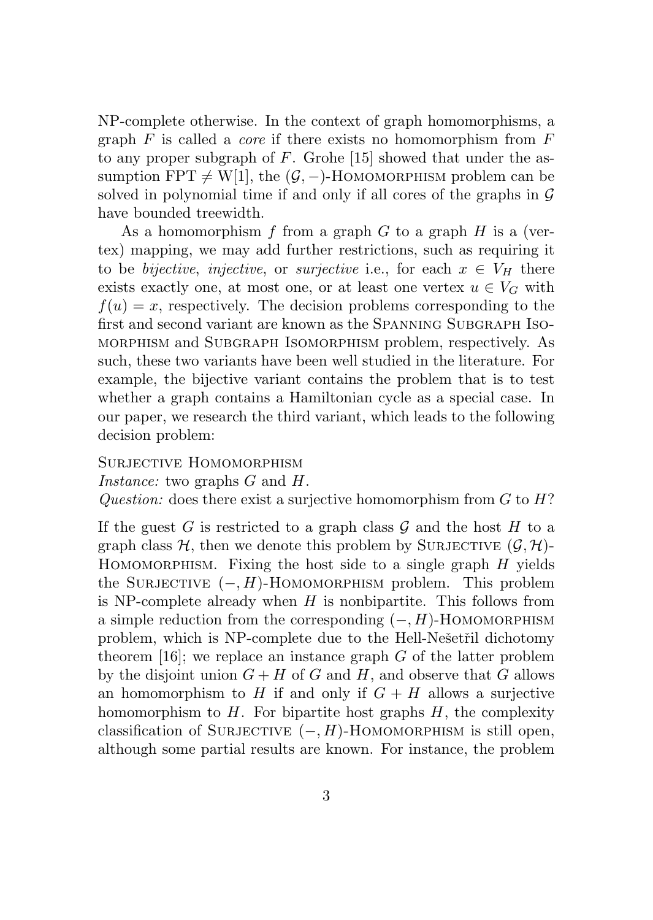NP-complete otherwise. In the context of graph homomorphisms, a graph $F$ is called a *core* if there exists no homomorphism from $F$ to any proper subgraph of $F$. Grohe [15] showed that under the assumption FPT $\neq$ W[1], the $(\mathcal{G}, -)$-HOMOMORPHISM problem can be solved in polynomial time if and only if all cores of the graphs in $\mathcal{G}$ have bounded treewidth.

As a homomorphism $f$ from a graph $G$ to a graph $H$ is a (vertex) mapping, we may add further restrictions, such as requiring it to be *bijective*, *injective*, or *surjective* i.e., for each $x \in V_H$ there exists exactly one, at most one, or at least one vertex $u \in V_G$ with $f(u) = x$, respectively. The decision problems corresponding to the first and second variant are known as the SPANNING SUBGRAPH ISOMORPHISM and SUBGRAPH ISOMORPHISM problem, respectively. As such, these two variants have been well studied in the literature. For example, the bijective variant contains the problem that is to test whether a graph contains a Hamiltonian cycle as a special case. In our paper, we research the third variant, which leads to the following decision problem:

SURJECTIVE HOMOMORPHISM
*Instance:* two graphs $G$ and $H$.
*Question:* does there exist a surjective homomorphism from $G$ to $H$?

If the guest $G$ is restricted to a graph class $\mathcal{G}$ and the host $H$ to a graph class $\mathcal{H}$, then we denote this problem by SURJECTIVE $(\mathcal{G}, \mathcal{H})$-HOMOMORPHISM. Fixing the host side to a single graph $H$ yields the SURJECTIVE $(-, H)$-HOMOMORPHISM problem. This problem is NP-complete already when $H$ is nonbipartite. This follows from a simple reduction from the corresponding $(-, H)$-HOMOMORPHISM problem, which is NP-complete due to the Hell-Nešetřil dichotomy theorem [16]; we replace an instance graph $G$ of the latter problem by the disjoint union $G + H$ of $G$ and $H$, and observe that $G$ allows an homomorphism to $H$ if and only if $G + H$ allows a surjective homomorphism to $H$. For bipartite host graphs $H$, the complexity classification of SURJECTIVE $(-, H)$-HOMOMORPHISM is still open, although some partial results are known. For instance, the problem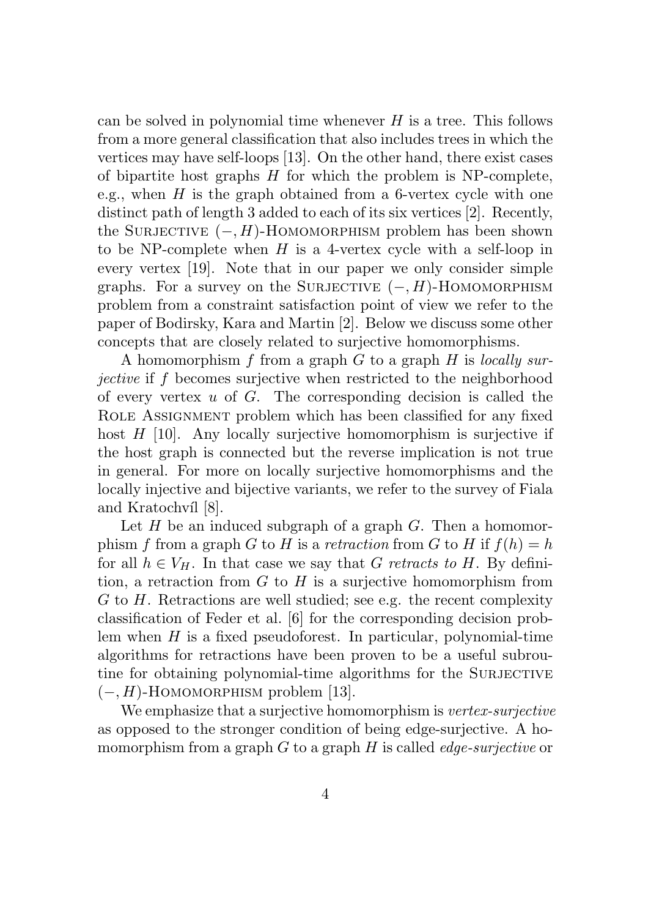can be solved in polynomial time whenever $H$ is a tree. This follows from a more general classification that also includes trees in which the vertices may have self-loops [13]. On the other hand, there exist cases of bipartite host graphs $H$ for which the problem is NP-complete, e.g., when $H$ is the graph obtained from a 6-vertex cycle with one distinct path of length 3 added to each of its six vertices [2]. Recently, the SURJECTIVE $(-, H)$-HOMOMORPHISM problem has been shown to be NP-complete when $H$ is a 4-vertex cycle with a self-loop in every vertex [19]. Note that in our paper we only consider simple graphs. For a survey on the SURJECTIVE $(-, H)$-HOMOMORPHISM problem from a constraint satisfaction point of view we refer to the paper of Bodirsky, Kara and Martin [2]. Below we discuss some other concepts that are closely related to surjective homomorphisms.

A homomorphism $f$ from a graph $G$ to a graph $H$ is *locally surjective* if $f$ becomes surjective when restricted to the neighborhood of every vertex $u$ of $G$. The corresponding decision is called the ROLE ASSIGNMENT problem which has been classified for any fixed host $H$ [10]. Any locally surjective homomorphism is surjective if the host graph is connected but the reverse implication is not true in general. For more on locally surjective homomorphisms and the locally injective and bijective variants, we refer to the survey of Fiala and Kratochvíl [8].

Let $H$ be an induced subgraph of a graph $G$. Then a homomorphism $f$ from a graph $G$ to $H$ is a *retraction* from $G$ to $H$ if $f(h) = h$ for all $h \in V_H$. In that case we say that *$G$ retracts to $H$*. By definition, a retraction from $G$ to $H$ is a surjective homomorphism from $G$ to $H$. Retractions are well studied; see e.g. the recent complexity classification of Feder et al. [6] for the corresponding decision problem when $H$ is a fixed pseudoforest. In particular, polynomial-time algorithms for retractions have been proven to be a useful subroutine for obtaining polynomial-time algorithms for the SURJECTIVE $(-, H)$-HOMOMORPHISM problem [13].

We emphasize that a surjective homomorphism is *vertex-surjective* as opposed to the stronger condition of being edge-surjective. A homomorphism from a graph $G$ to a graph $H$ is called *edge-surjective* or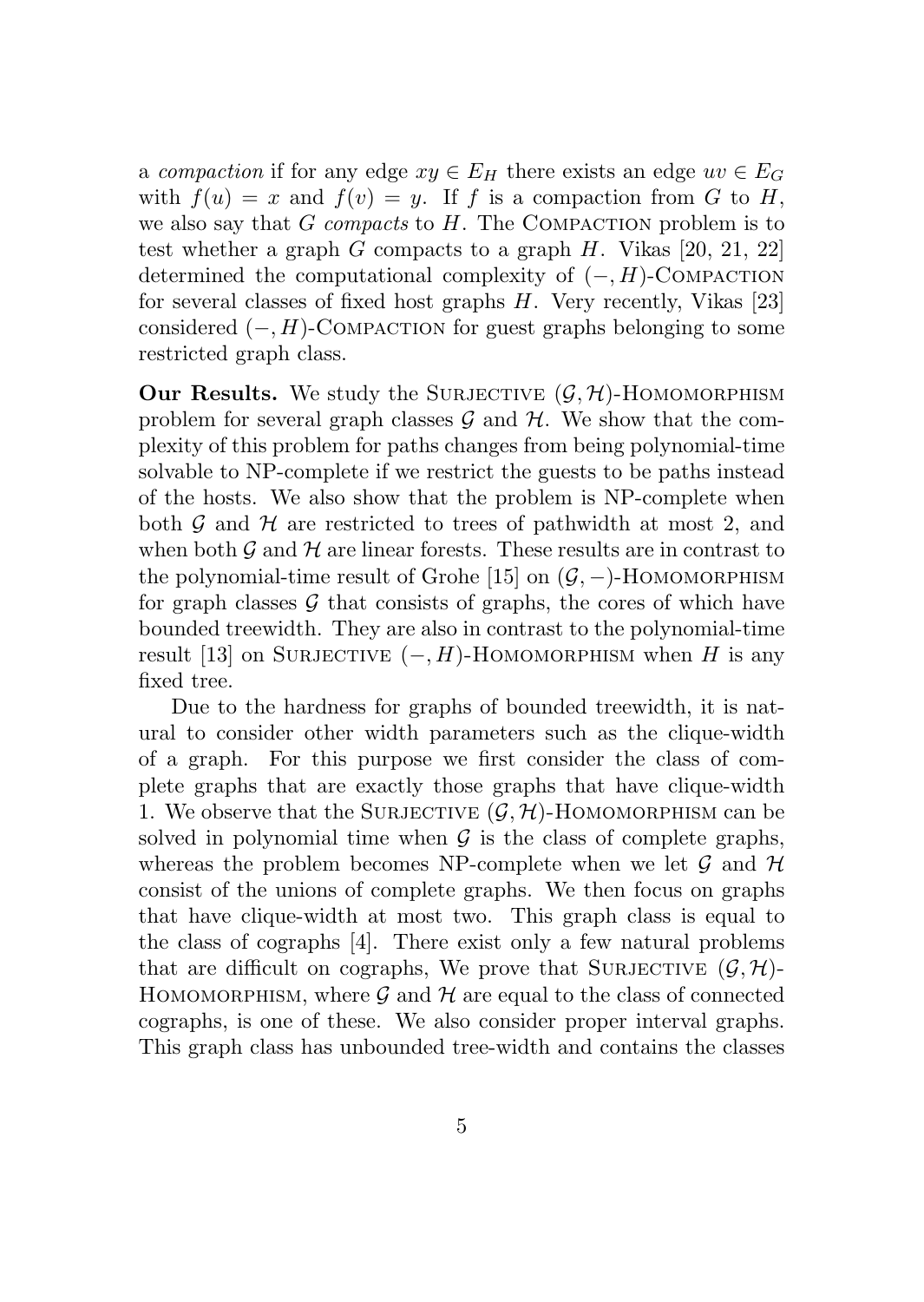a *compaction* if for any edge $xy \in E_H$ there exists an edge $uv \in E_G$ with $f(u) = x$ and $f(v) = y$. If $f$ is a compaction from $G$ to $H$, we also say that $G$ *compacts* to $H$. The COMPACTION problem is to test whether a graph $G$ compacts to a graph $H$. Vikas [20, 21, 22] determined the computational complexity of $(-, H)$-COMPACTION for several classes of fixed host graphs $H$. Very recently, Vikas [23] considered $(-, H)$-COMPACTION for guest graphs belonging to some restricted graph class.

**Our Results.** We study the SURJECTIVE $(\mathcal{G}, \mathcal{H})$-HOMOMORPHISM problem for several graph classes $\mathcal{G}$ and $\mathcal{H}$. We show that the complexity of this problem for paths changes from being polynomial-time solvable to NP-complete if we restrict the guests to be paths instead of the hosts. We also show that the problem is NP-complete when both $\mathcal{G}$ and $\mathcal{H}$ are restricted to trees of pathwidth at most 2, and when both $\mathcal{G}$ and $\mathcal{H}$ are linear forests. These results are in contrast to the polynomial-time result of Grohe [15] on $(\mathcal{G}, -)$-HOMOMORPHISM for graph classes $\mathcal{G}$ that consists of graphs, the cores of which have bounded treewidth. They are also in contrast to the polynomial-time result [13] on SURJECTIVE $(-, H)$-HOMOMORPHISM when $H$ is any fixed tree.

Due to the hardness for graphs of bounded treewidth, it is natural to consider other width parameters such as the clique-width of a graph. For this purpose we first consider the class of complete graphs that are exactly those graphs that have clique-width 1. We observe that the SURJECTIVE $(\mathcal{G}, \mathcal{H})$-HOMOMORPHISM can be solved in polynomial time when $\mathcal{G}$ is the class of complete graphs, whereas the problem becomes NP-complete when we let $\mathcal{G}$ and $\mathcal{H}$ consist of the unions of complete graphs. We then focus on graphs that have clique-width at most two. This graph class is equal to the class of cographs [4]. There exist only a few natural problems that are difficult on cographs, We prove that SURJECTIVE $(\mathcal{G}, \mathcal{H})$-HOMOMORPHISM, where $\mathcal{G}$ and $\mathcal{H}$ are equal to the class of connected cographs, is one of these. We also consider proper interval graphs. This graph class has unbounded tree-width and contains the classes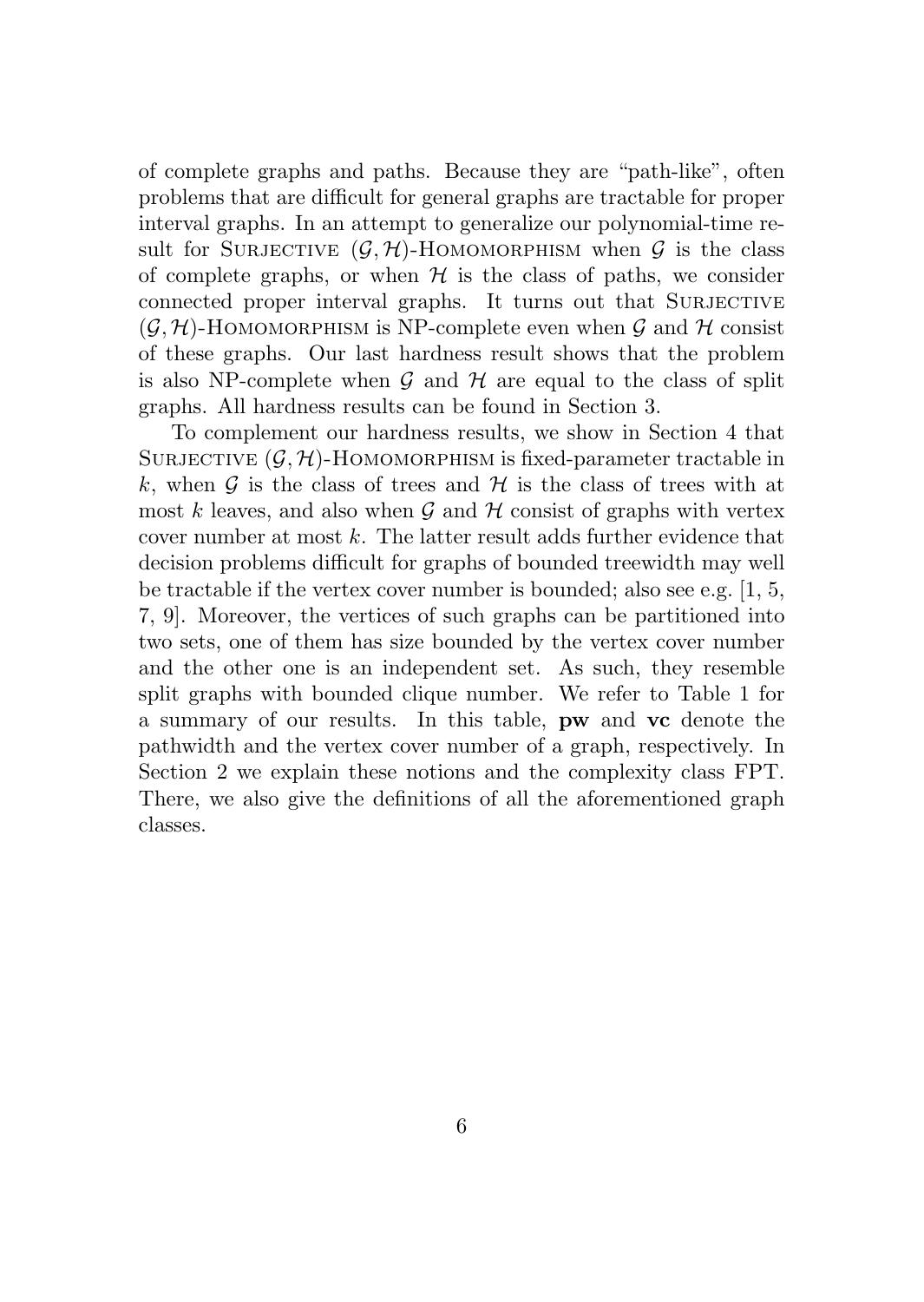of complete graphs and paths. Because they are "path-like", often problems that are difficult for general graphs are tractable for proper interval graphs. In an attempt to generalize our polynomial-time result for Surjective $(\mathcal{G}, \mathcal{H})$-Homomorphism when $\mathcal{G}$ is the class of complete graphs, or when $\mathcal{H}$ is the class of paths, we consider connected proper interval graphs. It turns out that Surjective $(\mathcal{G}, \mathcal{H})$-Homomorphism is NP-complete even when $\mathcal{G}$ and $\mathcal{H}$ consist of these graphs. Our last hardness result shows that the problem is also NP-complete when $\mathcal{G}$ and $\mathcal{H}$ are equal to the class of split graphs. All hardness results can be found in Section 3.

To complement our hardness results, we show in Section 4 that Surjective $(\mathcal{G}, \mathcal{H})$-Homomorphism is fixed-parameter tractable in $k$, when $\mathcal{G}$ is the class of trees and $\mathcal{H}$ is the class of trees with at most $k$ leaves, and also when $\mathcal{G}$ and $\mathcal{H}$ consist of graphs with vertex cover number at most $k$. The latter result adds further evidence that decision problems difficult for graphs of bounded treewidth may well be tractable if the vertex cover number is bounded; also see e.g. [1, 5, 7, 9]. Moreover, the vertices of such graphs can be partitioned into two sets, one of them has size bounded by the vertex cover number and the other one is an independent set. As such, they resemble split graphs with bounded clique number. We refer to Table 1 for a summary of our results. In this table, **pw** and **vc** denote the pathwidth and the vertex cover number of a graph, respectively. In Section 2 we explain these notions and the complexity class FPT. There, we also give the definitions of all the aforementioned graph classes.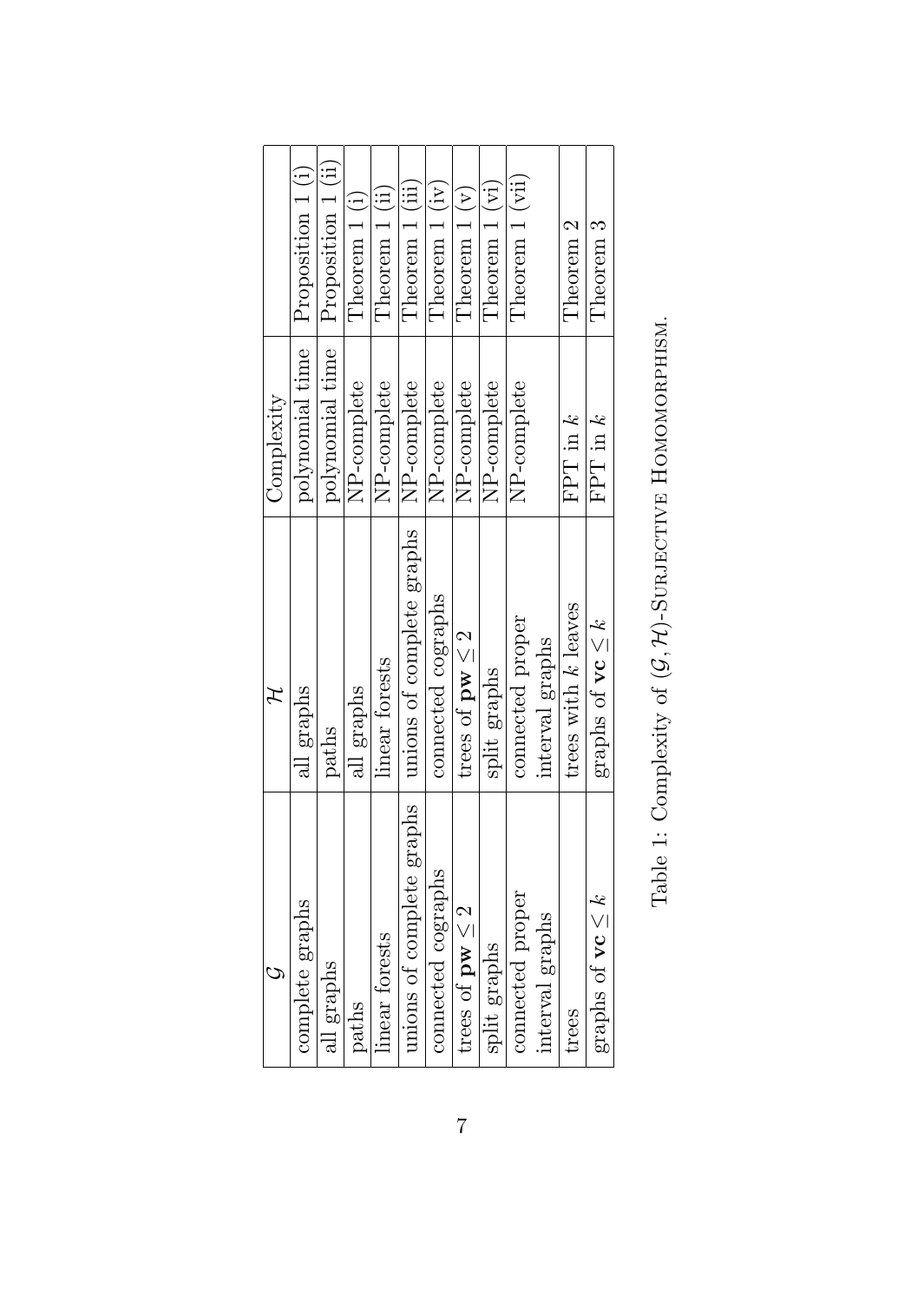| $\mathcal{G}$ | $\mathcal{H}$ | Complexity | |
|---|---|---|---|
| complete graphs | all graphs | polynomial time | Proposition 1 (i) |
| all graphs | paths | polynomial time | Proposition 1 (ii) |
| paths | all graphs | NP-complete | Theorem 1 (i) |
| linear forests | linear forests | NP-complete | Theorem 1 (ii) |
| unions of complete graphs | unions of complete graphs | NP-complete | Theorem 1 (iii) |
| connected cographs | connected cographs | NP-complete | Theorem 1 (iv) |
| trees of $\mathbf{pw} \leq 2$ | trees of $\mathbf{pw} \leq 2$ | NP-complete | Theorem 1 (v) |
| split graphs | split graphs | NP-complete | Theorem 1 (vi) |
| connected proper interval graphs | connected proper interval graphs | NP-complete | Theorem 1 (vii) |
| trees | trees with $k$ leaves | FPT in $k$ | Theorem 2 |
| graphs of $\mathbf{vc} \leq k$ | graphs of $\mathbf{vc} \leq k$ | FPT in $k$ | Theorem 3 |

Table 1: Complexity of $(\mathcal{G}, \mathcal{H})$-Surjective Homomorphism.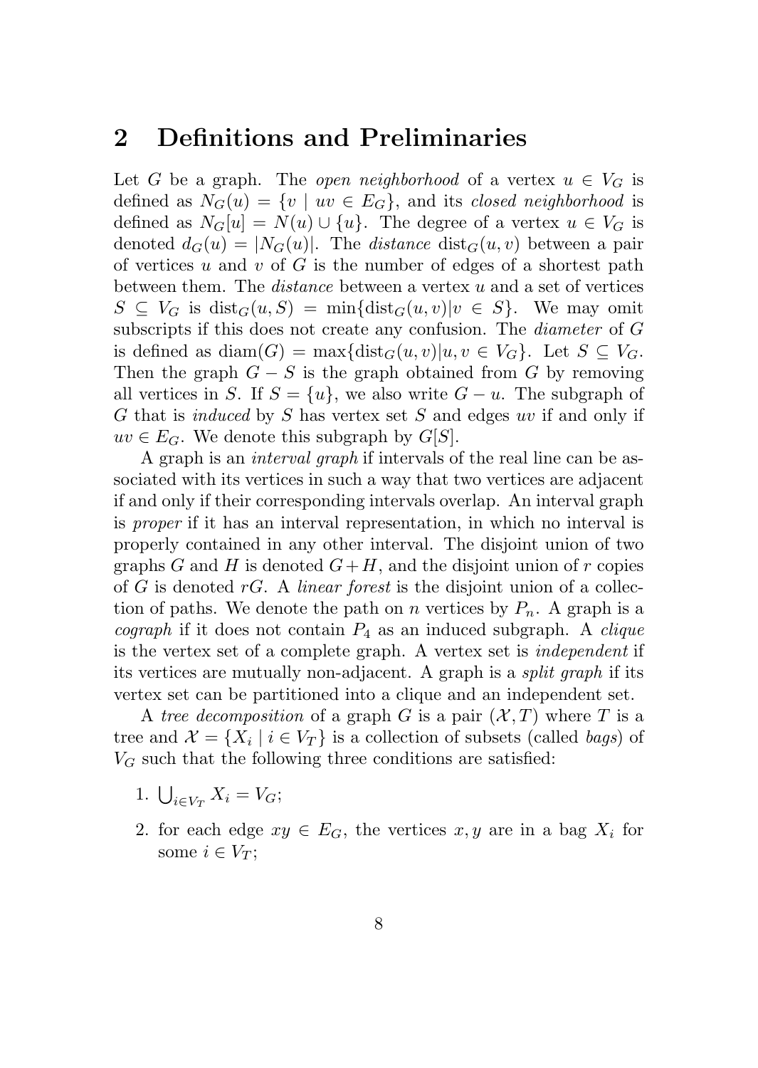## 2 Definitions and Preliminaries

Let $G$ be a graph. The *open neighborhood* of a vertex $u \in V_G$ is defined as $N_G(u) = \{v \mid uv \in E_G\}$, and its *closed neighborhood* is defined as $N_G[u] = N(u) \cup \{u\}$. The degree of a vertex $u \in V_G$ is denoted $d_G(u) = |N_G(u)|$. The *distance* $\mathrm{dist}_G(u, v)$ between a pair of vertices $u$ and $v$ of $G$ is the number of edges of a shortest path between them. The *distance* between a vertex $u$ and a set of vertices $S \subseteq V_G$ is $\mathrm{dist}_G(u, S) = \min\{\mathrm{dist}_G(u, v) | v \in S\}$. We may omit subscripts if this does not create any confusion. The *diameter* of $G$ is defined as $\mathrm{diam}(G) = \max\{\mathrm{dist}_G(u, v) | u, v \in V_G\}$. Let $S \subseteq V_G$. Then the graph $G - S$ is the graph obtained from $G$ by removing all vertices in $S$. If $S = \{u\}$, we also write $G - u$. The subgraph of $G$ that is *induced* by $S$ has vertex set $S$ and edges $uv$ if and only if $uv \in E_G$. We denote this subgraph by $G[S]$.

A graph is an *interval graph* if intervals of the real line can be associated with its vertices in such a way that two vertices are adjacent if and only if their corresponding intervals overlap. An interval graph is *proper* if it has an interval representation, in which no interval is properly contained in any other interval. The disjoint union of two graphs $G$ and $H$ is denoted $G + H$, and the disjoint union of $r$ copies of $G$ is denoted $rG$. A *linear forest* is the disjoint union of a collection of paths. We denote the path on $n$ vertices by $P_n$. A graph is a *cograph* if it does not contain $P_4$ as an induced subgraph. A *clique* is the vertex set of a complete graph. A vertex set is *independent* if its vertices are mutually non-adjacent. A graph is a *split graph* if its vertex set can be partitioned into a clique and an independent set.

A *tree decomposition* of a graph $G$ is a pair $(\mathcal{X}, T)$ where $T$ is a tree and $\mathcal{X} = \{X_i \mid i \in V_T\}$ is a collection of subsets (called *bags*) of $V_G$ such that the following three conditions are satisfied:

1. $\bigcup_{i \in V_T} X_i = V_G$;
2. for each edge $xy \in E_G$, the vertices $x, y$ are in a bag $X_i$ for some $i \in V_T$;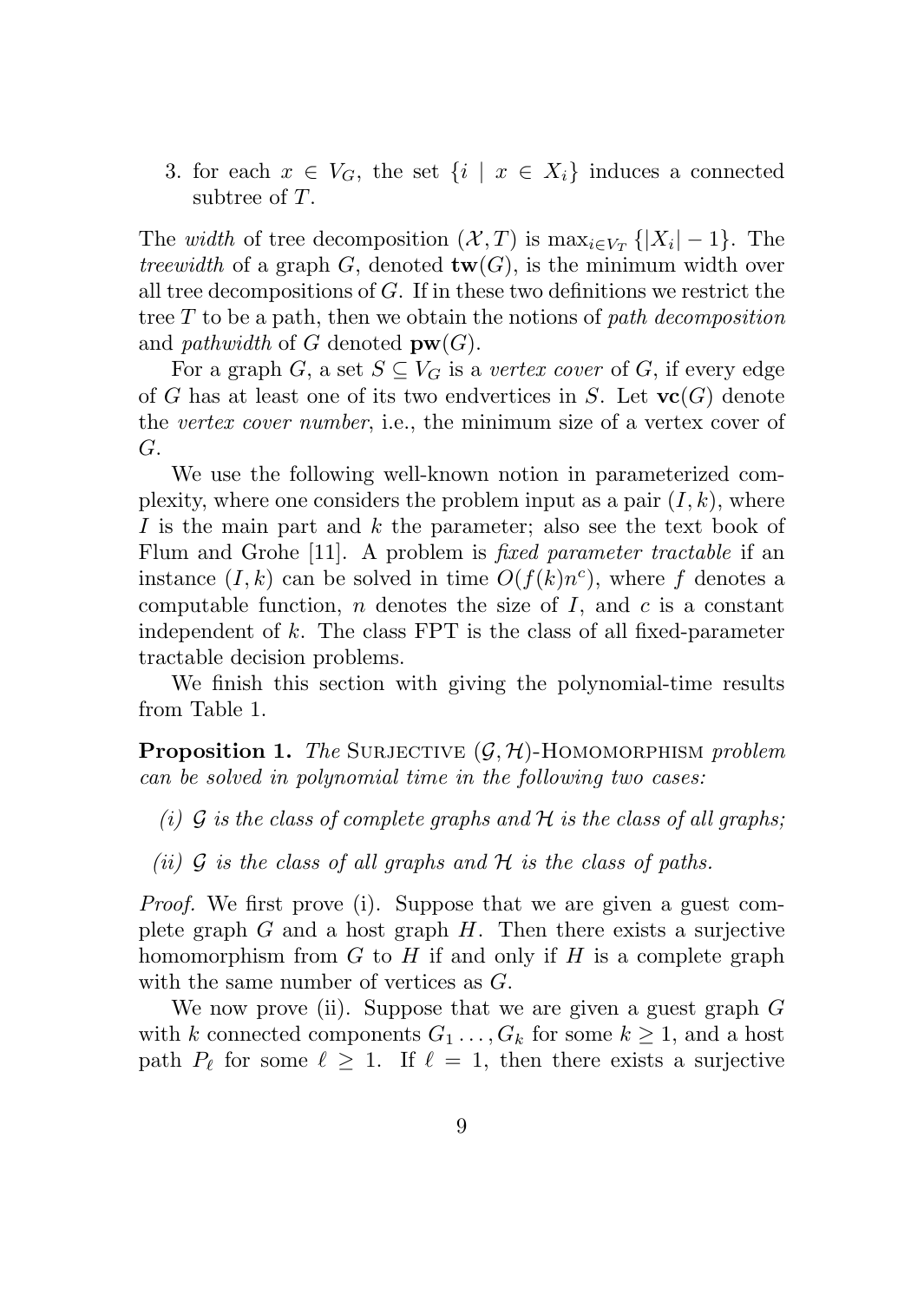3. for each $x \in V_G$, the set $\{i \mid x \in X_i\}$ induces a connected subtree of $T$.

The *width* of tree decomposition $(\mathcal{X}, T)$ is $\max_{i \in V_T} \{|X_i| - 1\}$. The *treewidth* of a graph $G$, denoted $\mathbf{tw}(G)$, is the minimum width over all tree decompositions of $G$. If in these two definitions we restrict the tree $T$ to be a path, then we obtain the notions of *path decomposition* and *pathwidth* of $G$ denoted $\mathbf{pw}(G)$.

For a graph $G$, a set $S \subseteq V_G$ is a *vertex cover* of $G$, if every edge of $G$ has at least one of its two endvertices in $S$. Let $\mathbf{vc}(G)$ denote the *vertex cover number*, i.e., the minimum size of a vertex cover of $G$.

We use the following well-known notion in parameterized complexity, where one considers the problem input as a pair $(I, k)$, where $I$ is the main part and $k$ the parameter; also see the text book of Flum and Grohe [11]. A problem is *fixed parameter tractable* if an instance $(I, k)$ can be solved in time $O(f(k)n^c)$, where $f$ denotes a computable function, $n$ denotes the size of $I$, and $c$ is a constant independent of $k$. The class FPT is the class of all fixed-parameter tractable decision problems.

We finish this section with giving the polynomial-time results from Table 1.

**Proposition 1.** *The* SURJECTIVE $(\mathcal{G}, \mathcal{H})$-HOMOMORPHISM *problem can be solved in polynomial time in the following two cases:*

*(i) $\mathcal{G}$ is the class of complete graphs and $\mathcal{H}$ is the class of all graphs;*

*(ii) $\mathcal{G}$ is the class of all graphs and $\mathcal{H}$ is the class of paths.*

*Proof.* We first prove (i). Suppose that we are given a guest complete graph $G$ and a host graph $H$. Then there exists a surjective homomorphism from $G$ to $H$ if and only if $H$ is a complete graph with the same number of vertices as $G$.

We now prove (ii). Suppose that we are given a guest graph $G$ with $k$ connected components $G_1 \ldots, G_k$ for some $k \geq 1$, and a host path $P_\ell$ for some $\ell \geq 1$. If $\ell = 1$, then there exists a surjective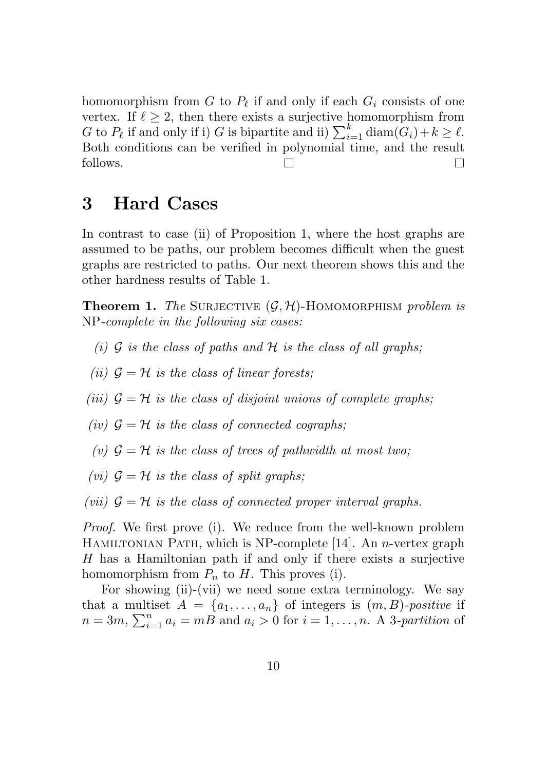homomorphism from $G$ to $P_\ell$ if and only if each $G_i$ consists of one vertex. If $\ell \geq 2$, then there exists a surjective homomorphism from $G$ to $P_\ell$ if and only if i) $G$ is bipartite and ii) $\sum_{i=1}^{k} \text{diam}(G_i) + k \geq \ell$. Both conditions can be verified in polynomial time, and the result follows. □ □

## 3 Hard Cases

In contrast to case (ii) of Proposition 1, where the host graphs are assumed to be paths, our problem becomes difficult when the guest graphs are restricted to paths. Our next theorem shows this and the other hardness results of Table 1.

**Theorem 1.** *The* SURJECTIVE $(\mathcal{G}, \mathcal{H})$-HOMOMORPHISM *problem is* NP*-complete in the following six cases:*

*(i)* $\mathcal{G}$ *is the class of paths and* $\mathcal{H}$ *is the class of all graphs;*

*(ii)* $\mathcal{G} = \mathcal{H}$ *is the class of linear forests;*

*(iii)* $\mathcal{G} = \mathcal{H}$ *is the class of disjoint unions of complete graphs;*

*(iv)* $\mathcal{G} = \mathcal{H}$ *is the class of connected cographs;*

*(v)* $\mathcal{G} = \mathcal{H}$ *is the class of trees of pathwidth at most two;*

*(vi)* $\mathcal{G} = \mathcal{H}$ *is the class of split graphs;*

*(vii)* $\mathcal{G} = \mathcal{H}$ *is the class of connected proper interval graphs.*

*Proof.* We first prove (i). We reduce from the well-known problem HAMILTONIAN PATH, which is NP-complete [14]. An $n$-vertex graph $H$ has a Hamiltonian path if and only if there exists a surjective homomorphism from $P_n$ to $H$. This proves (i).

For showing (ii)-(vii) we need some extra terminology. We say that a multiset $A = \{a_1, \ldots, a_n\}$ of integers is $(m, B)$*-positive* if $n = 3m$, $\sum_{i=1}^{n} a_i = mB$ and $a_i > 0$ for $i = 1, \ldots, n$. A *3-partition* of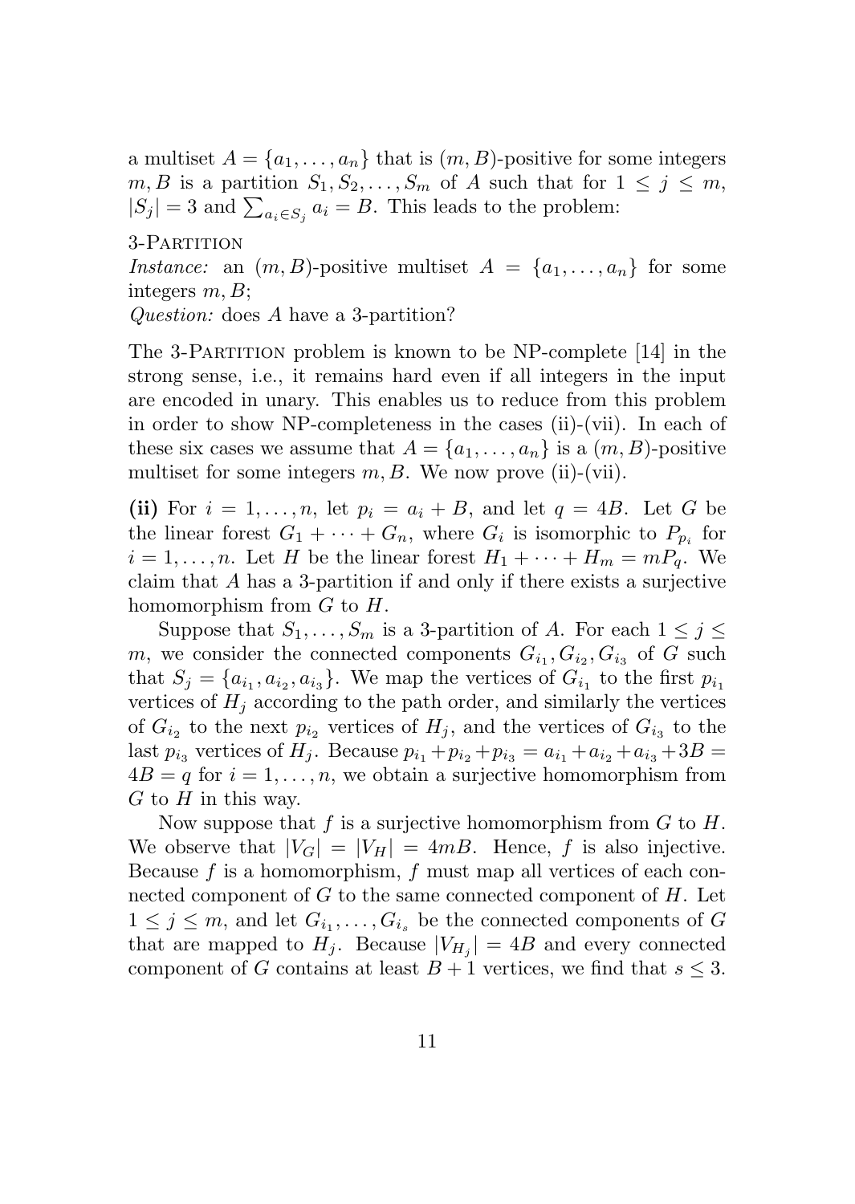a multiset $A = \{a_1, \ldots, a_n\}$ that is $(m, B)$-positive for some integers $m, B$ is a partition $S_1, S_2, \ldots, S_m$ of $A$ such that for $1 \leq j \leq m$, $|S_j| = 3$ and $\sum_{a_i \in S_j} a_i = B$. This leads to the problem:

3-Partition
*Instance:* an $(m, B)$-positive multiset $A = \{a_1, \ldots, a_n\}$ for some integers $m, B$;
*Question:* does $A$ have a 3-partition?

The 3-Partition problem is known to be NP-complete [14] in the strong sense, i.e., it remains hard even if all integers in the input are encoded in unary. This enables us to reduce from this problem in order to show NP-completeness in the cases (ii)-(vii). In each of these six cases we assume that $A = \{a_1, \ldots, a_n\}$ is a $(m, B)$-positive multiset for some integers $m, B$. We now prove (ii)-(vii).

**(ii)** For $i = 1, \ldots, n$, let $p_i = a_i + B$, and let $q = 4B$. Let $G$ be the linear forest $G_1 + \cdots + G_n$, where $G_i$ is isomorphic to $P_{p_i}$ for $i = 1, \ldots, n$. Let $H$ be the linear forest $H_1 + \cdots + H_m = mP_q$. We claim that $A$ has a 3-partition if and only if there exists a surjective homomorphism from $G$ to $H$.

Suppose that $S_1, \ldots, S_m$ is a 3-partition of $A$. For each $1 \leq j \leq m$, we consider the connected components $G_{i_1}, G_{i_2}, G_{i_3}$ of $G$ such that $S_j = \{a_{i_1}, a_{i_2}, a_{i_3}\}$. We map the vertices of $G_{i_1}$ to the first $p_{i_1}$ vertices of $H_j$ according to the path order, and similarly the vertices of $G_{i_2}$ to the next $p_{i_2}$ vertices of $H_j$, and the vertices of $G_{i_3}$ to the last $p_{i_3}$ vertices of $H_j$. Because $p_{i_1} + p_{i_2} + p_{i_3} = a_{i_1} + a_{i_2} + a_{i_3} + 3B = 4B = q$ for $i = 1, \ldots, n$, we obtain a surjective homomorphism from $G$ to $H$ in this way.

Now suppose that $f$ is a surjective homomorphism from $G$ to $H$. We observe that $|V_G| = |V_H| = 4mB$. Hence, $f$ is also injective. Because $f$ is a homomorphism, $f$ must map all vertices of each connected component of $G$ to the same connected component of $H$. Let $1 \leq j \leq m$, and let $G_{i_1}, \ldots, G_{i_s}$ be the connected components of $G$ that are mapped to $H_j$. Because $|V_{H_j}| = 4B$ and every connected component of $G$ contains at least $B + 1$ vertices, we find that $s \leq 3$.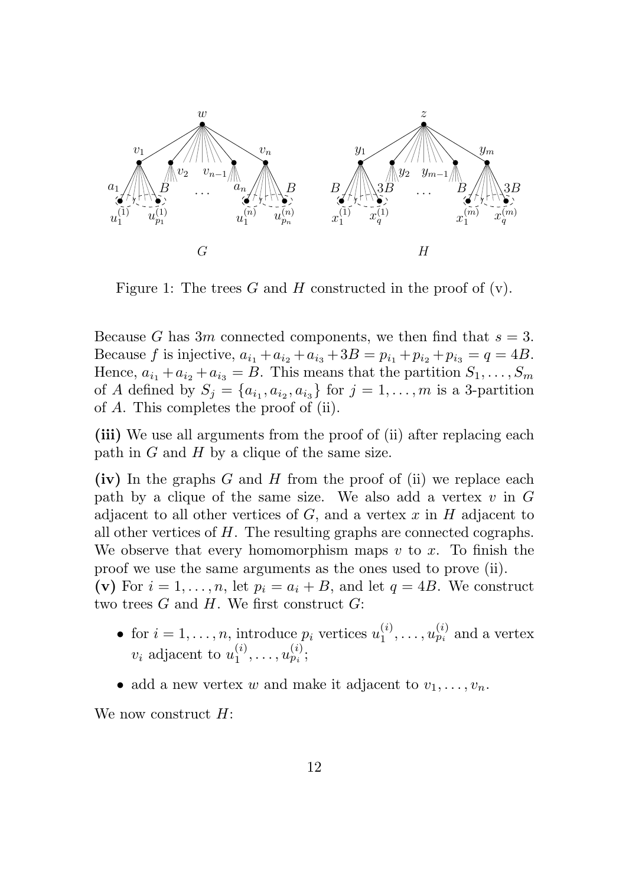Figure 1: The trees $G$ and $H$ constructed in the proof of (v).

Because $G$ has $3m$ connected components, we then find that $s = 3$. Because $f$ is injective, $a_{i_1} + a_{i_2} + a_{i_3} + 3B = p_{i_1} + p_{i_2} + p_{i_3} = q = 4B$. Hence, $a_{i_1} + a_{i_2} + a_{i_3} = B$. This means that the partition $S_1, \ldots, S_m$ of $A$ defined by $S_j = \{a_{i_1}, a_{i_2}, a_{i_3}\}$ for $j = 1, \ldots, m$ is a 3-partition of $A$. This completes the proof of (ii).

**(iii)** We use all arguments from the proof of (ii) after replacing each path in $G$ and $H$ by a clique of the same size.

**(iv)** In the graphs $G$ and $H$ from the proof of (ii) we replace each path by a clique of the same size. We also add a vertex $v$ in $G$ adjacent to all other vertices of $G$, and a vertex $x$ in $H$ adjacent to all other vertices of $H$. The resulting graphs are connected cographs. We observe that every homomorphism maps $v$ to $x$. To finish the proof we use the same arguments as the ones used to prove (ii).

**(v)** For $i = 1, \ldots, n$, let $p_i = a_i + B$, and let $q = 4B$. We construct two trees $G$ and $H$. We first construct $G$:

- for $i = 1, \ldots, n$, introduce $p_i$ vertices $u_1^{(i)}, \ldots, u_{p_i}^{(i)}$ and a vertex $v_i$ adjacent to $u_1^{(i)}, \ldots, u_{p_i}^{(i)}$;
- add a new vertex $w$ and make it adjacent to $v_1, \ldots, v_n$.

We now construct $H$: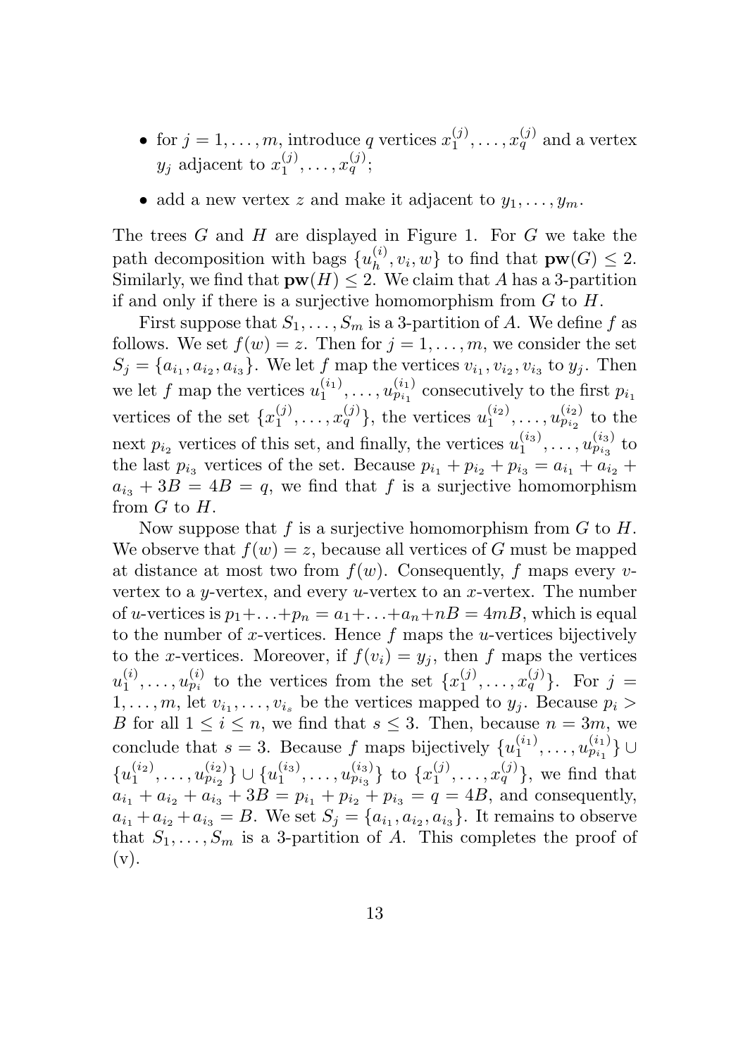- for $j = 1, \ldots, m$, introduce $q$ vertices $x_1^{(j)}, \ldots, x_q^{(j)}$ and a vertex $y_j$ adjacent to $x_1^{(j)}, \ldots, x_q^{(j)}$;
- add a new vertex $z$ and make it adjacent to $y_1, \ldots, y_m$.

The trees $G$ and $H$ are displayed in Figure 1. For $G$ we take the path decomposition with bags $\{u_h^{(i)}, v_i, w\}$ to find that $\mathbf{pw}(G) \leq 2$. Similarly, we find that $\mathbf{pw}(H) \leq 2$. We claim that $A$ has a 3-partition if and only if there is a surjective homomorphism from $G$ to $H$.

First suppose that $S_1, \ldots, S_m$ is a 3-partition of $A$. We define $f$ as follows. We set $f(w) = z$. Then for $j = 1, \ldots, m$, we consider the set $S_j = \{a_{i_1}, a_{i_2}, a_{i_3}\}$. We let $f$ map the vertices $v_{i_1}, v_{i_2}, v_{i_3}$ to $y_j$. Then we let $f$ map the vertices $u_1^{(i_1)}, \ldots, u_{p_{i_1}}^{(i_1)}$ consecutively to the first $p_{i_1}$ vertices of the set $\{x_1^{(j)}, \ldots, x_q^{(j)}\}$, the vertices $u_1^{(i_2)}, \ldots, u_{p_{i_2}}^{(i_2)}$ to the next $p_{i_2}$ vertices of this set, and finally, the vertices $u_1^{(i_3)}, \ldots, u_{p_{i_3}}^{(i_3)}$ to the last $p_{i_3}$ vertices of the set. Because $p_{i_1} + p_{i_2} + p_{i_3} = a_{i_1} + a_{i_2} + a_{i_3} + 3B = 4B = q$, we find that $f$ is a surjective homomorphism from $G$ to $H$.

Now suppose that $f$ is a surjective homomorphism from $G$ to $H$. We observe that $f(w) = z$, because all vertices of $G$ must be mapped at distance at most two from $f(w)$. Consequently, $f$ maps every $v$-vertex to a $y$-vertex, and every $u$-vertex to an $x$-vertex. The number of $u$-vertices is $p_1 + \ldots + p_n = a_1 + \ldots + a_n + nB = 4mB$, which is equal to the number of $x$-vertices. Hence $f$ maps the $u$-vertices bijectively to the $x$-vertices. Moreover, if $f(v_i) = y_j$, then $f$ maps the vertices $u_1^{(i)}, \ldots, u_{p_i}^{(i)}$ to the vertices from the set $\{x_1^{(j)}, \ldots, x_q^{(j)}\}$. For $j = 1, \ldots, m$, let $v_{i_1}, \ldots, v_{i_s}$ be the vertices mapped to $y_j$. Because $p_i > B$ for all $1 \leq i \leq n$, we find that $s \leq 3$. Then, because $n = 3m$, we conclude that $s = 3$. Because $f$ maps bijectively $\{u_1^{(i_1)}, \ldots, u_{p_{i_1}}^{(i_1)}\} \cup \{u_1^{(i_2)}, \ldots, u_{p_{i_2}}^{(i_2)}\} \cup \{u_1^{(i_3)}, \ldots, u_{p_{i_3}}^{(i_3)}\}$ to $\{x_1^{(j)}, \ldots, x_q^{(j)}\}$, we find that $a_{i_1} + a_{i_2} + a_{i_3} + 3B = p_{i_1} + p_{i_2} + p_{i_3} = q = 4B$, and consequently, $a_{i_1} + a_{i_2} + a_{i_3} = B$. We set $S_j = \{a_{i_1}, a_{i_2}, a_{i_3}\}$. It remains to observe that $S_1, \ldots, S_m$ is a 3-partition of $A$. This completes the proof of (v).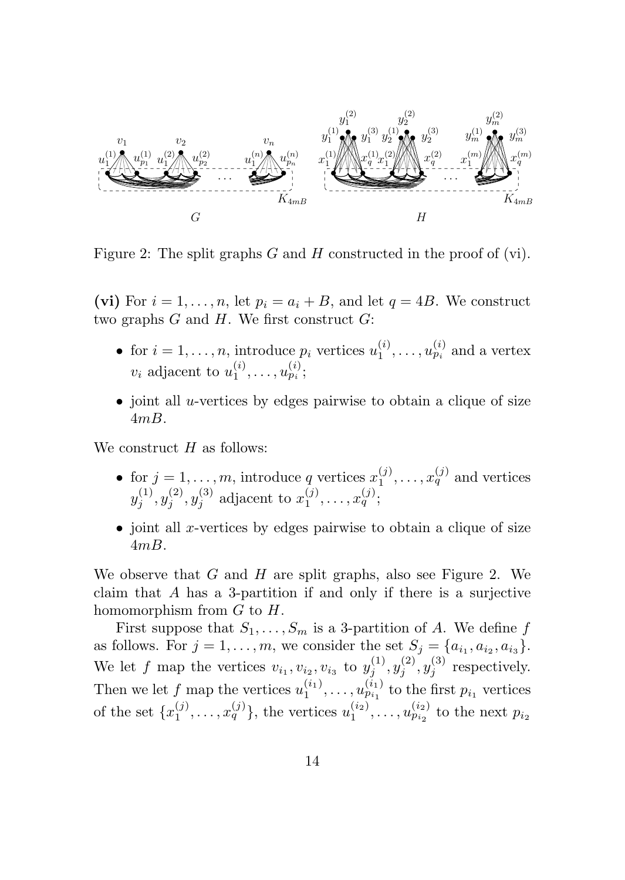Figure 2: The split graphs $G$ and $H$ constructed in the proof of (vi).

**(vi)** For $i = 1, \ldots, n$, let $p_i = a_i + B$, and let $q = 4B$. We construct two graphs $G$ and $H$. We first construct $G$:

- for $i = 1, \ldots, n$, introduce $p_i$ vertices $u_1^{(i)}, \ldots, u_{p_i}^{(i)}$ and a vertex $v_i$ adjacent to $u_1^{(i)}, \ldots, u_{p_i}^{(i)}$;
- joint all $u$-vertices by edges pairwise to obtain a clique of size $4mB$.

We construct $H$ as follows:

- for $j = 1, \ldots, m$, introduce $q$ vertices $x_1^{(j)}, \ldots, x_q^{(j)}$ and vertices $y_j^{(1)}, y_j^{(2)}, y_j^{(3)}$ adjacent to $x_1^{(j)}, \ldots, x_q^{(j)}$;
- joint all $x$-vertices by edges pairwise to obtain a clique of size $4mB$.

We observe that $G$ and $H$ are split graphs, also see Figure 2. We claim that $A$ has a 3-partition if and only if there is a surjective homomorphism from $G$ to $H$.

First suppose that $S_1, \ldots, S_m$ is a 3-partition of $A$. We define $f$ as follows. For $j = 1, \ldots, m$, we consider the set $S_j = \{a_{i_1}, a_{i_2}, a_{i_3}\}$. We let $f$ map the vertices $v_{i_1}, v_{i_2}, v_{i_3}$ to $y_j^{(1)}, y_j^{(2)}, y_j^{(3)}$ respectively. Then we let $f$ map the vertices $u_1^{(i_1)}, \ldots, u_{p_{i_1}}^{(i_1)}$ to the first $p_{i_1}$ vertices of the set $\{x_1^{(j)}, \ldots, x_q^{(j)}\}$, the vertices $u_1^{(i_2)}, \ldots, u_{p_{i_2}}^{(i_2)}$ to the next $p_{i_2}$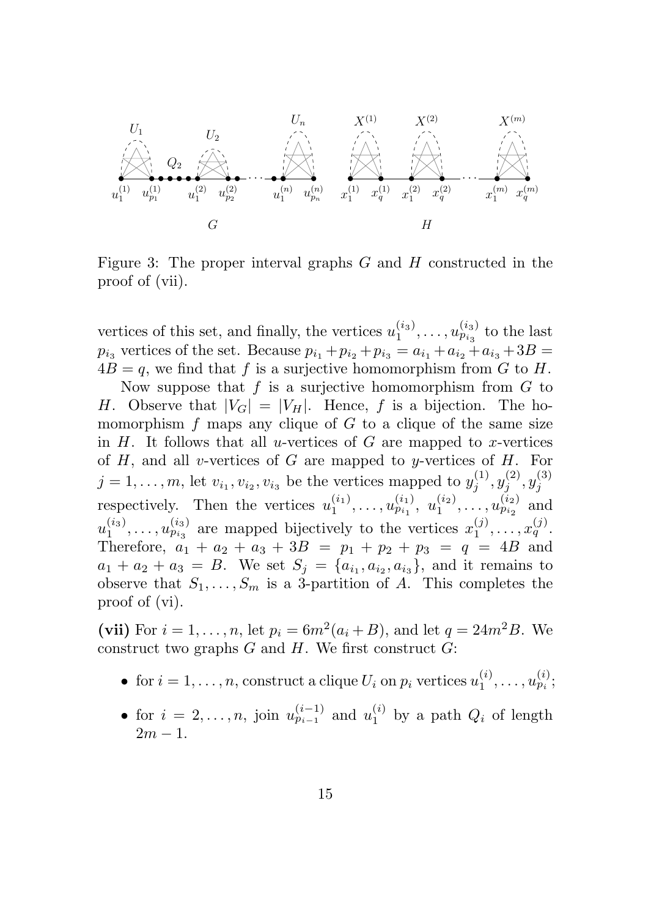Figure 3: The proper interval graphs $G$ and $H$ constructed in the proof of (vii).

vertices of this set, and finally, the vertices $u_1^{(i_3)}, \ldots, u_{p_{i_3}}^{(i_3)}$ to the last $p_{i_3}$ vertices of the set. Because $p_{i_1} + p_{i_2} + p_{i_3} = a_{i_1} + a_{i_2} + a_{i_3} + 3B = 4B = q$, we find that $f$ is a surjective homomorphism from $G$ to $H$.

Now suppose that $f$ is a surjective homomorphism from $G$ to $H$. Observe that $|V_G| = |V_H|$. Hence, $f$ is a bijection. The homomorphism $f$ maps any clique of $G$ to a clique of the same size in $H$. It follows that all $u$-vertices of $G$ are mapped to $x$-vertices of $H$, and all $v$-vertices of $G$ are mapped to $y$-vertices of $H$. For $j = 1, \ldots, m$, let $v_{i_1}, v_{i_2}, v_{i_3}$ be the vertices mapped to $y_j^{(1)}, y_j^{(2)}, y_j^{(3)}$ respectively. Then the vertices $u_1^{(i_1)}, \ldots, u_{p_{i_1}}^{(i_1)}$, $u_1^{(i_2)}, \ldots, u_{p_{i_2}}^{(i_2)}$ and $u_1^{(i_3)}, \ldots, u_{p_{i_3}}^{(i_3)}$ are mapped bijectively to the vertices $x_1^{(j)}, \ldots, x_q^{(j)}$. Therefore, $a_1 + a_2 + a_3 + 3B = p_1 + p_2 + p_3 = q = 4B$ and $a_1 + a_2 + a_3 = B$. We set $S_j = \{a_{i_1}, a_{i_2}, a_{i_3}\}$, and it remains to observe that $S_1, \ldots, S_m$ is a 3-partition of $A$. This completes the proof of (vi).

**(vii)** For $i = 1, \ldots, n$, let $p_i = 6m^2(a_i + B)$, and let $q = 24m^2B$. We construct two graphs $G$ and $H$. We first construct $G$:

- for $i = 1, \ldots, n$, construct a clique $U_i$ on $p_i$ vertices $u_1^{(i)}, \ldots, u_{p_i}^{(i)}$;
- for $i = 2, \ldots, n$, join $u_{p_{i-1}}^{(i-1)}$ and $u_1^{(i)}$ by a path $Q_i$ of length $2m - 1$.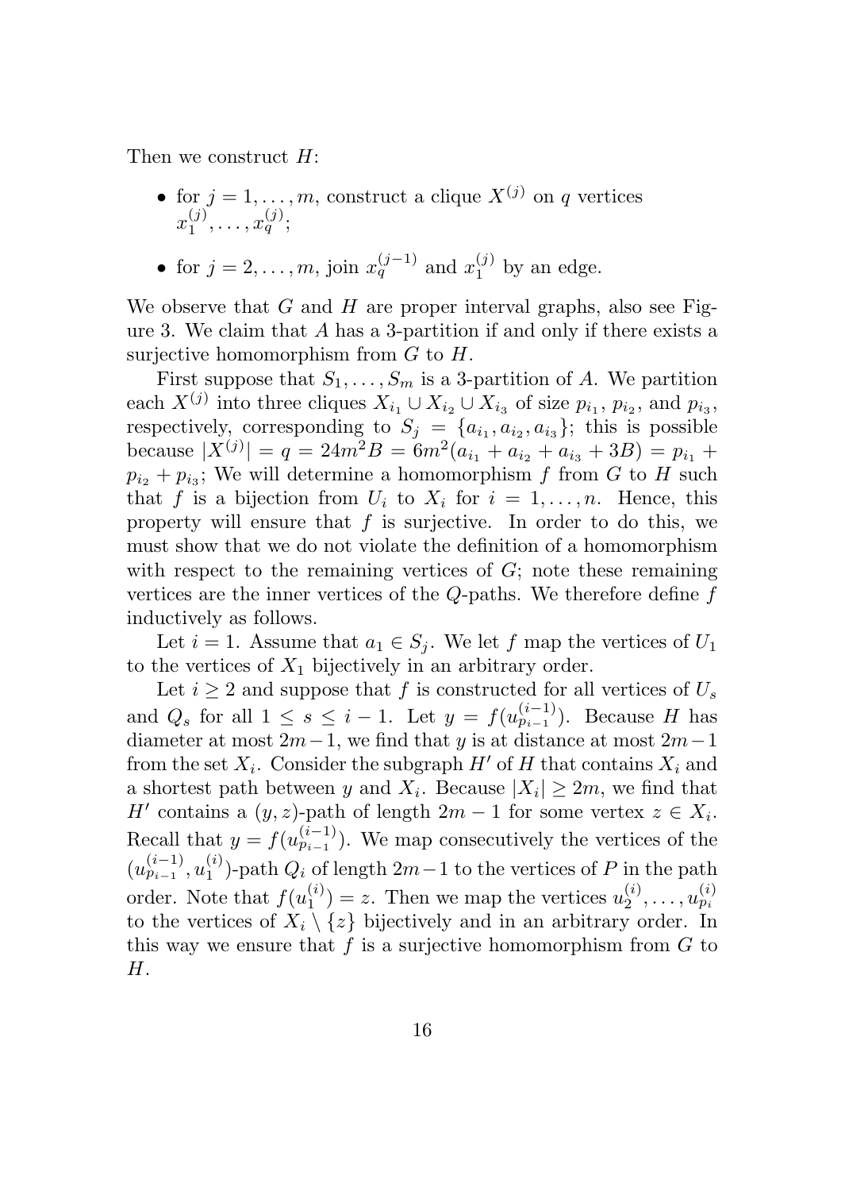Then we construct $H$:

- for $j = 1, \ldots, m$, construct a clique $X^{(j)}$ on $q$ vertices $x_1^{(j)}, \ldots, x_q^{(j)}$;
- for $j = 2, \ldots, m$, join $x_q^{(j-1)}$ and $x_1^{(j)}$ by an edge.

We observe that $G$ and $H$ are proper interval graphs, also see Figure 3. We claim that $A$ has a 3-partition if and only if there exists a surjective homomorphism from $G$ to $H$.

First suppose that $S_1, \ldots, S_m$ is a 3-partition of $A$. We partition each $X^{(j)}$ into three cliques $X_{i_1} \cup X_{i_2} \cup X_{i_3}$ of size $p_{i_1}$, $p_{i_2}$, and $p_{i_3}$, respectively, corresponding to $S_j = \{a_{i_1}, a_{i_2}, a_{i_3}\}$; this is possible because $|X^{(j)}| = q = 24m^2B = 6m^2(a_{i_1} + a_{i_2} + a_{i_3} + 3B) = p_{i_1} + p_{i_2} + p_{i_3}$; We will determine a homomorphism $f$ from $G$ to $H$ such that $f$ is a bijection from $U_i$ to $X_i$ for $i = 1, \ldots, n$. Hence, this property will ensure that $f$ is surjective. In order to do this, we must show that we do not violate the definition of a homomorphism with respect to the remaining vertices of $G$; note these remaining vertices are the inner vertices of the $Q$-paths. We therefore define $f$ inductively as follows.

Let $i = 1$. Assume that $a_1 \in S_j$. We let $f$ map the vertices of $U_1$ to the vertices of $X_1$ bijectively in an arbitrary order.

Let $i \geq 2$ and suppose that $f$ is constructed for all vertices of $U_s$ and $Q_s$ for all $1 \leq s \leq i-1$. Let $y = f(u_{p_{i-1}}^{(i-1)})$. Because $H$ has diameter at most $2m-1$, we find that $y$ is at distance at most $2m-1$ from the set $X_i$. Consider the subgraph $H'$ of $H$ that contains $X_i$ and a shortest path between $y$ and $X_i$. Because $|X_i| \geq 2m$, we find that $H'$ contains a $(y, z)$-path of length $2m-1$ for some vertex $z \in X_i$. Recall that $y = f(u_{p_{i-1}}^{(i-1)})$. We map consecutively the vertices of the $(u_{p_{i-1}}^{(i-1)}, u_1^{(i)})$-path $Q_i$ of length $2m-1$ to the vertices of $P$ in the path order. Note that $f(u_1^{(i)}) = z$. Then we map the vertices $u_2^{(i)}, \ldots, u_{p_i}^{(i)}$ to the vertices of $X_i \setminus \{z\}$ bijectively and in an arbitrary order. In this way we ensure that $f$ is a surjective homomorphism from $G$ to $H$.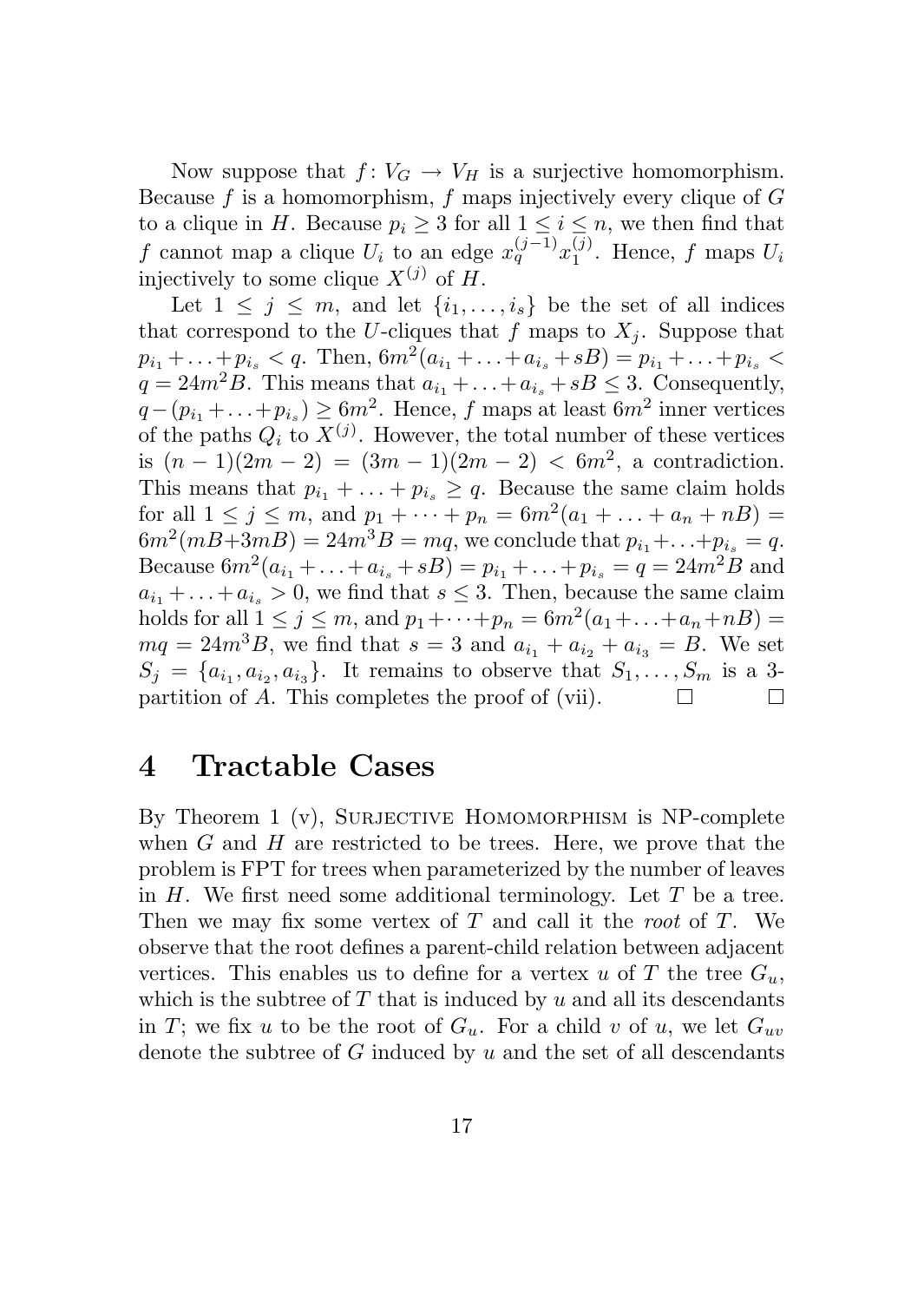Now suppose that $f\colon V_G \to V_H$ is a surjective homomorphism. Because $f$ is a homomorphism, $f$ maps injectively every clique of $G$ to a clique in $H$. Because $p_i \geq 3$ for all $1 \leq i \leq n$, we then find that $f$ cannot map a clique $U_i$ to an edge $x_q^{(j-1)}x_1^{(j)}$. Hence, $f$ maps $U_i$ injectively to some clique $X^{(j)}$ of $H$.

Let $1 \leq j \leq m$, and let $\{i_1, \ldots, i_s\}$ be the set of all indices that correspond to the $U$-cliques that $f$ maps to $X_j$. Suppose that $p_{i_1} + \ldots + p_{i_s} < q$. Then, $6m^2(a_{i_1} + \ldots + a_{i_s} + sB) = p_{i_1} + \ldots + p_{i_s} < q = 24m^2B$. This means that $a_{i_1} + \ldots + a_{i_s} + sB \leq 3$. Consequently, $q - (p_{i_1} + \ldots + p_{i_s}) \geq 6m^2$. Hence, $f$ maps at least $6m^2$ inner vertices of the paths $Q_i$ to $X^{(j)}$. However, the total number of these vertices is $(n-1)(2m-2) = (3m-1)(2m-2) < 6m^2$, a contradiction. This means that $p_{i_1} + \ldots + p_{i_s} \geq q$. Because the same claim holds for all $1 \leq j \leq m$, and $p_1 + \cdots + p_n = 6m^2(a_1 + \ldots + a_n + nB) = 6m^2(mB+3mB) = 24m^3B = mq$, we conclude that $p_{i_1}+\ldots+p_{i_s} = q$. Because $6m^2(a_{i_1} + \ldots + a_{i_s} + sB) = p_{i_1} + \ldots + p_{i_s} = q = 24m^2B$ and $a_{i_1} + \ldots + a_{i_s} > 0$, we find that $s \leq 3$. Then, because the same claim holds for all $1 \leq j \leq m$, and $p_1+\cdots+p_n = 6m^2(a_1+\ldots+a_n+nB) = mq = 24m^3B$, we find that $s = 3$ and $a_{i_1} + a_{i_2} + a_{i_3} = B$. We set $S_j = \{a_{i_1}, a_{i_2}, a_{i_3}\}$. It remains to observe that $S_1, \ldots, S_m$ is a 3-partition of $A$. This completes the proof of (vii). □ □

# 4 Tractable Cases

By Theorem 1 (v), Surjective Homomorphism is NP-complete when $G$ and $H$ are restricted to be trees. Here, we prove that the problem is FPT for trees when parameterized by the number of leaves in $H$. We first need some additional terminology. Let $T$ be a tree. Then we may fix some vertex of $T$ and call it the *root* of $T$. We observe that the root defines a parent-child relation between adjacent vertices. This enables us to define for a vertex $u$ of $T$ the tree $G_u$, which is the subtree of $T$ that is induced by $u$ and all its descendants in $T$; we fix $u$ to be the root of $G_u$. For a child $v$ of $u$, we let $G_{uv}$ denote the subtree of $G$ induced by $u$ and the set of all descendants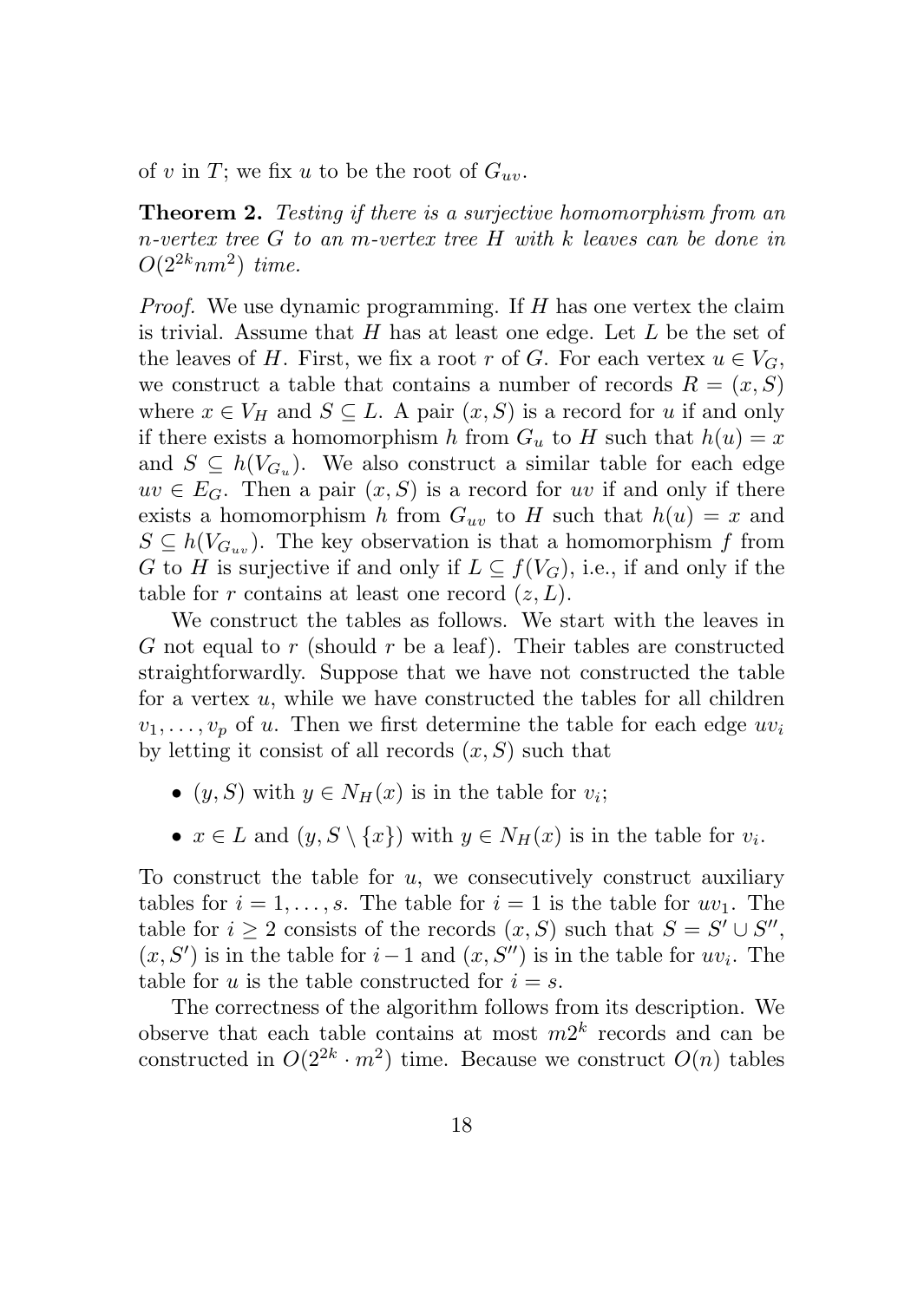of $v$ in $T$; we fix $u$ to be the root of $G_{uv}$.

**Theorem 2.** *Testing if there is a surjective homomorphism from an $n$-vertex tree $G$ to an $m$-vertex tree $H$ with $k$ leaves can be done in $O(2^{2k}nm^2)$ time.*

*Proof.* We use dynamic programming. If $H$ has one vertex the claim is trivial. Assume that $H$ has at least one edge. Let $L$ be the set of the leaves of $H$. First, we fix a root $r$ of $G$. For each vertex $u \in V_G$, we construct a table that contains a number of records $R = (x, S)$ where $x \in V_H$ and $S \subseteq L$. A pair $(x, S)$ is a record for $u$ if and only if there exists a homomorphism $h$ from $G_u$ to $H$ such that $h(u) = x$ and $S \subseteq h(V_{G_u})$. We also construct a similar table for each edge $uv \in E_G$. Then a pair $(x, S)$ is a record for $uv$ if and only if there exists a homomorphism $h$ from $G_{uv}$ to $H$ such that $h(u) = x$ and $S \subseteq h(V_{G_{uv}})$. The key observation is that a homomorphism $f$ from $G$ to $H$ is surjective if and only if $L \subseteq f(V_G)$, i.e., if and only if the table for $r$ contains at least one record $(z, L)$.

We construct the tables as follows. We start with the leaves in $G$ not equal to $r$ (should $r$ be a leaf). Their tables are constructed straightforwardly. Suppose that we have not constructed the table for a vertex $u$, while we have constructed the tables for all children $v_1, \ldots, v_p$ of $u$. Then we first determine the table for each edge $uv_i$ by letting it consist of all records $(x, S)$ such that

- $(y, S)$ with $y \in N_H(x)$ is in the table for $v_i$;
- $x \in L$ and $(y, S \setminus \{x\})$ with $y \in N_H(x)$ is in the table for $v_i$.

To construct the table for $u$, we consecutively construct auxiliary tables for $i = 1, \ldots, s$. The table for $i = 1$ is the table for $uv_1$. The table for $i \geq 2$ consists of the records $(x, S)$ such that $S = S' \cup S''$, $(x, S')$ is in the table for $i - 1$ and $(x, S'')$ is in the table for $uv_i$. The table for $u$ is the table constructed for $i = s$.

The correctness of the algorithm follows from its description. We observe that each table contains at most $m2^k$ records and can be constructed in $O(2^{2k} \cdot m^2)$ time. Because we construct $O(n)$ tables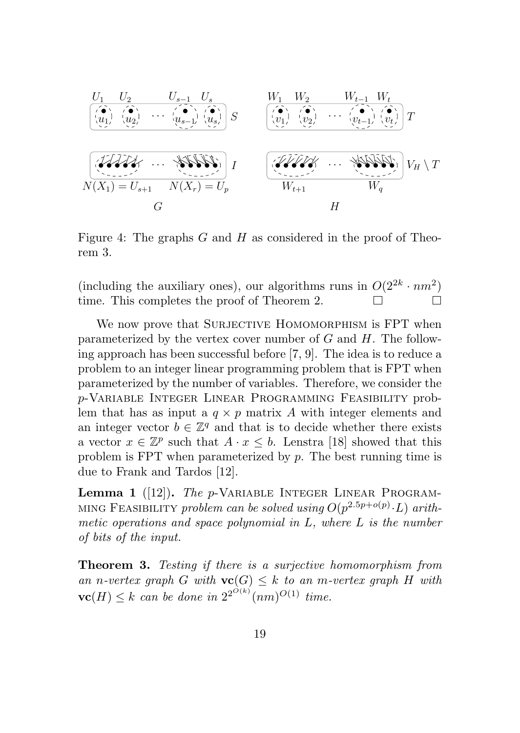Figure 4: The graphs $G$ and $H$ as considered in the proof of Theorem 3.

(including the auxiliary ones), our algorithms runs in $O(2^{2k} \cdot nm^2)$ time. This completes the proof of Theorem 2. □ □

We now prove that Surjective Homomorphism is FPT when parameterized by the vertex cover number of $G$ and $H$. The following approach has been successful before [7, 9]. The idea is to reduce a problem to an integer linear programming problem that is FPT when parameterized by the number of variables. Therefore, we consider the $p$-Variable Integer Linear Programming Feasibility problem that has as input a $q \times p$ matrix $A$ with integer elements and an integer vector $b \in \mathbb{Z}^q$ and that is to decide whether there exists a vector $x \in \mathbb{Z}^p$ such that $A \cdot x \leq b$. Lenstra [18] showed that this problem is FPT when parameterized by $p$. The best running time is due to Frank and Tardos [12].

**Lemma 1** ([12])**.** *The $p$-Variable Integer Linear Programming Feasibility problem can be solved using $O(p^{2.5p+o(p)} \cdot L)$ arithmetic operations and space polynomial in $L$, where $L$ is the number of bits of the input.*

**Theorem 3.** *Testing if there is a surjective homomorphism from an $n$-vertex graph $G$ with $\mathbf{vc}(G) \leq k$ to an $m$-vertex graph $H$ with $\mathbf{vc}(H) \leq k$ can be done in $2^{2^{O(k)}}(nm)^{O(1)}$ time.*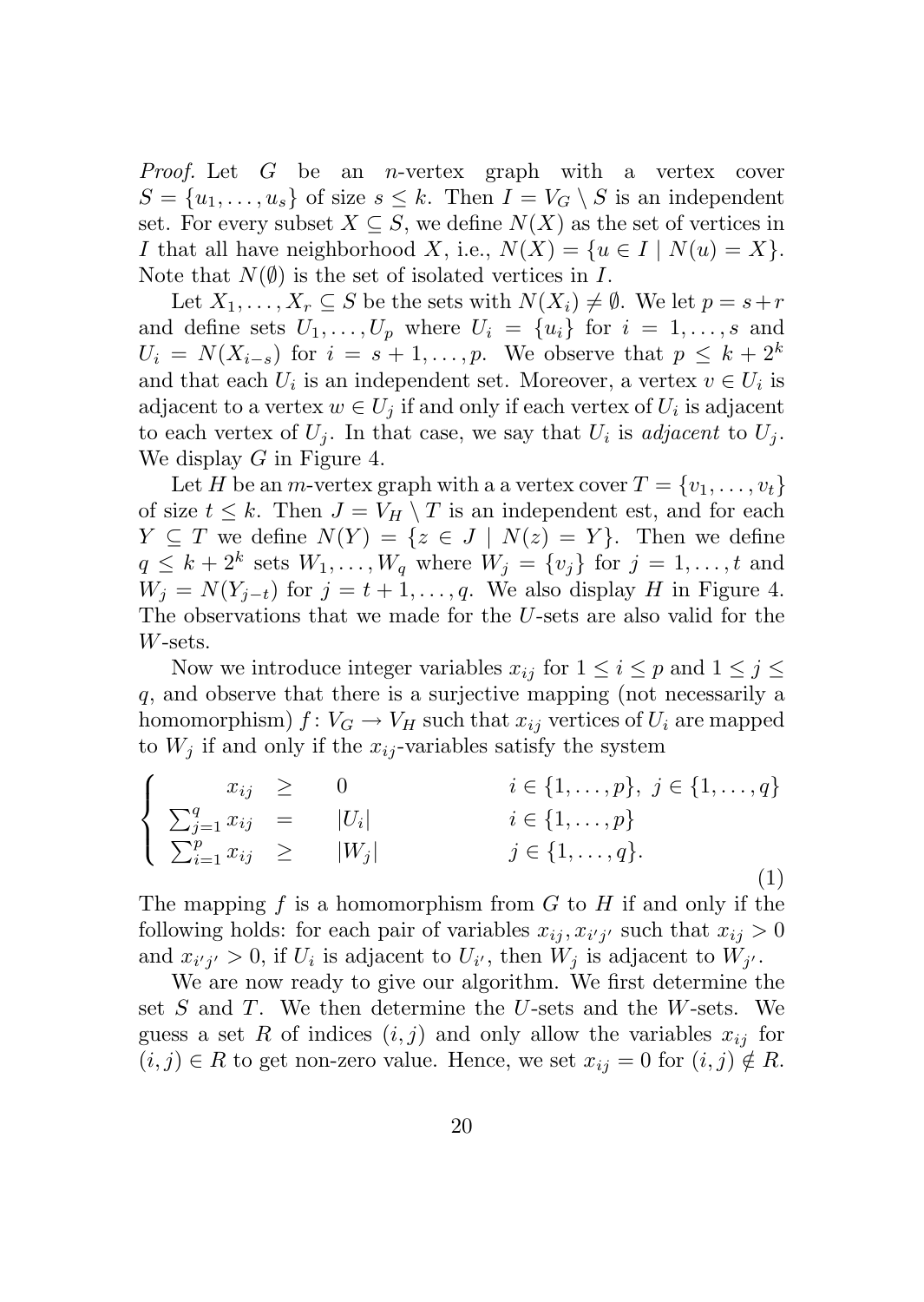*Proof.* Let $G$ be an $n$-vertex graph with a vertex cover $S = \{u_1, \ldots, u_s\}$ of size $s \leq k$. Then $I = V_G \setminus S$ is an independent set. For every subset $X \subseteq S$, we define $N(X)$ as the set of vertices in $I$ that all have neighborhood $X$, i.e., $N(X) = \{u \in I \mid N(u) = X\}$. Note that $N(\emptyset)$ is the set of isolated vertices in $I$.

Let $X_1, \ldots, X_r \subseteq S$ be the sets with $N(X_i) \neq \emptyset$. We let $p = s + r$ and define sets $U_1, \ldots, U_p$ where $U_i = \{u_i\}$ for $i = 1, \ldots, s$ and $U_i = N(X_{i-s})$ for $i = s+1, \ldots, p$. We observe that $p \leq k + 2^k$ and that each $U_i$ is an independent set. Moreover, a vertex $v \in U_i$ is adjacent to a vertex $w \in U_j$ if and only if each vertex of $U_i$ is adjacent to each vertex of $U_j$. In that case, we say that $U_i$ is *adjacent* to $U_j$. We display $G$ in Figure 4.

Let $H$ be an $m$-vertex graph with a a vertex cover $T = \{v_1, \ldots, v_t\}$ of size $t \leq k$. Then $J = V_H \setminus T$ is an independent est, and for each $Y \subseteq T$ we define $N(Y) = \{z \in J \mid N(z) = Y\}$. Then we define $q \leq k + 2^k$ sets $W_1, \ldots, W_q$ where $W_j = \{v_j\}$ for $j = 1, \ldots, t$ and $W_j = N(Y_{j-t})$ for $j = t+1, \ldots, q$. We also display $H$ in Figure 4. The observations that we made for the $U$-sets are also valid for the $W$-sets.

Now we introduce integer variables $x_{ij}$ for $1 \leq i \leq p$ and $1 \leq j \leq q$, and observe that there is a surjective mapping (not necessarily a homomorphism) $f \colon V_G \to V_H$ such that $x_{ij}$ vertices of $U_i$ are mapped to $W_j$ if and only if the $x_{ij}$-variables satisfy the system

$$\left\{ \begin{array}{rcll} x_{ij} & \geq & 0 & i \in \{1, \ldots, p\},\ j \in \{1, \ldots, q\} \\ \sum_{j=1}^{q} x_{ij} & = & |U_i| & i \in \{1, \ldots, p\} \\ \sum_{i=1}^{p} x_{ij} & \geq & |W_j| & j \in \{1, \ldots, q\}. \end{array} \right. \tag{1}$$

The mapping $f$ is a homomorphism from $G$ to $H$ if and only if the following holds: for each pair of variables $x_{ij}, x_{i'j'}$ such that $x_{ij} > 0$ and $x_{i'j'} > 0$, if $U_i$ is adjacent to $U_{i'}$, then $W_j$ is adjacent to $W_{j'}$.

We are now ready to give our algorithm. We first determine the set $S$ and $T$. We then determine the $U$-sets and the $W$-sets. We guess a set $R$ of indices $(i, j)$ and only allow the variables $x_{ij}$ for $(i, j) \in R$ to get non-zero value. Hence, we set $x_{ij} = 0$ for $(i, j) \notin R$.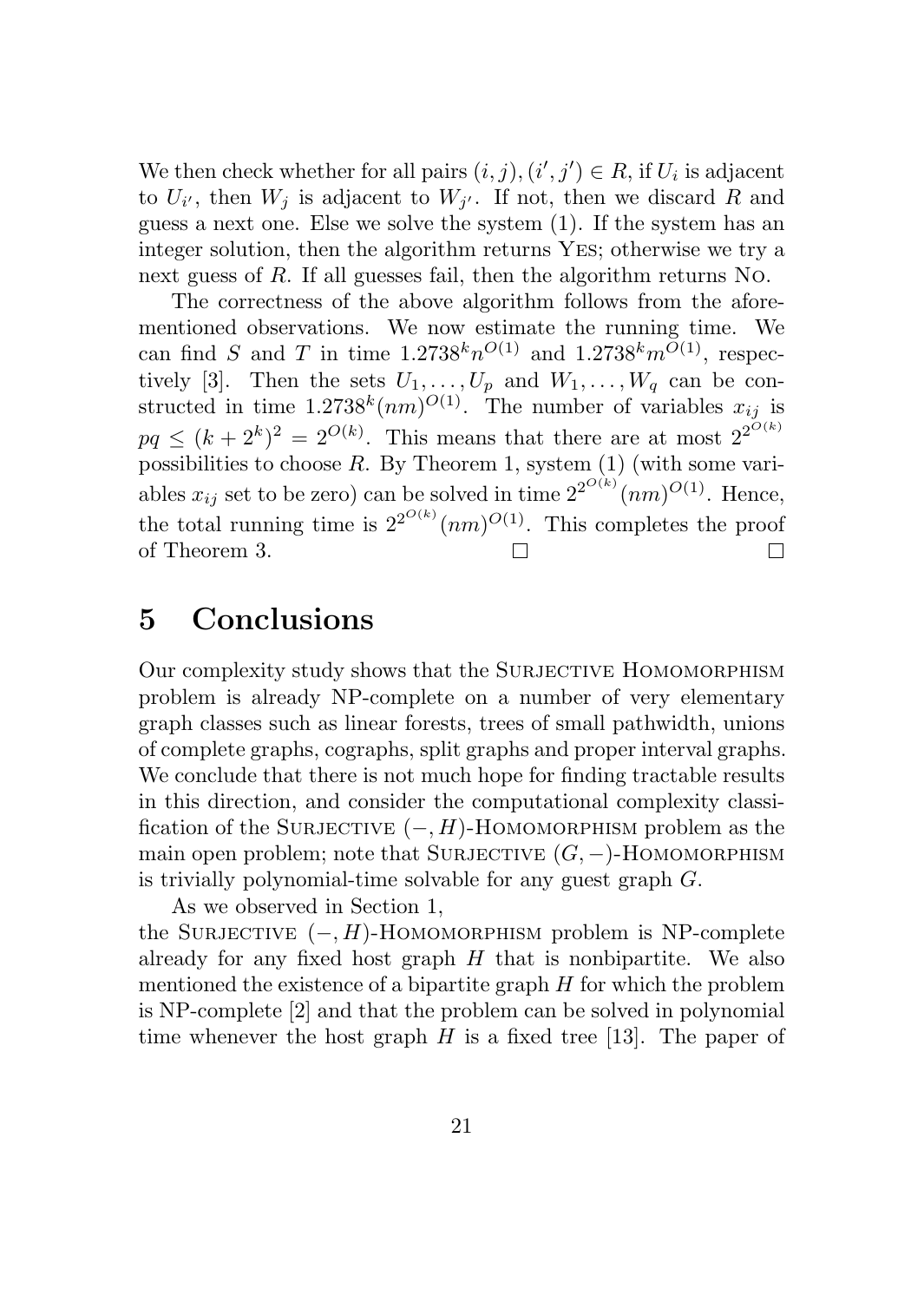We then check whether for all pairs $(i, j), (i', j') \in R$, if $U_i$ is adjacent to $U_{i'}$, then $W_j$ is adjacent to $W_{j'}$. If not, then we discard $R$ and guess a next one. Else we solve the system (1). If the system has an integer solution, then the algorithm returns Yes; otherwise we try a next guess of $R$. If all guesses fail, then the algorithm returns No.

The correctness of the above algorithm follows from the aforementioned observations. We now estimate the running time. We can find $S$ and $T$ in time $1.2738^k n^{O(1)}$ and $1.2738^k m^{O(1)}$, respectively [3]. Then the sets $U_1, \ldots, U_p$ and $W_1, \ldots, W_q$ can be constructed in time $1.2738^k (nm)^{O(1)}$. The number of variables $x_{ij}$ is $pq \le (k + 2^k)^2 = 2^{O(k)}$. This means that there are at most $2^{2^{O(k)}}$ possibilities to choose $R$. By Theorem 1, system (1) (with some variables $x_{ij}$ set to be zero) can be solved in time $2^{2^{O(k)}}(nm)^{O(1)}$. Hence, the total running time is $2^{2^{O(k)}}(nm)^{O(1)}$. This completes the proof of Theorem 3. □ □

# 5 Conclusions

Our complexity study shows that the Surjective Homomorphism problem is already NP-complete on a number of very elementary graph classes such as linear forests, trees of small pathwidth, unions of complete graphs, cographs, split graphs and proper interval graphs. We conclude that there is not much hope for finding tractable results in this direction, and consider the computational complexity classification of the Surjective $(-, H)$-Homomorphism problem as the main open problem; note that Surjective $(G, -)$-Homomorphism is trivially polynomial-time solvable for any guest graph $G$.

As we observed in Section 1, the Surjective $(-, H)$-Homomorphism problem is NP-complete already for any fixed host graph $H$ that is nonbipartite. We also mentioned the existence of a bipartite graph $H$ for which the problem is NP-complete [2] and that the problem can be solved in polynomial time whenever the host graph $H$ is a fixed tree [13]. The paper of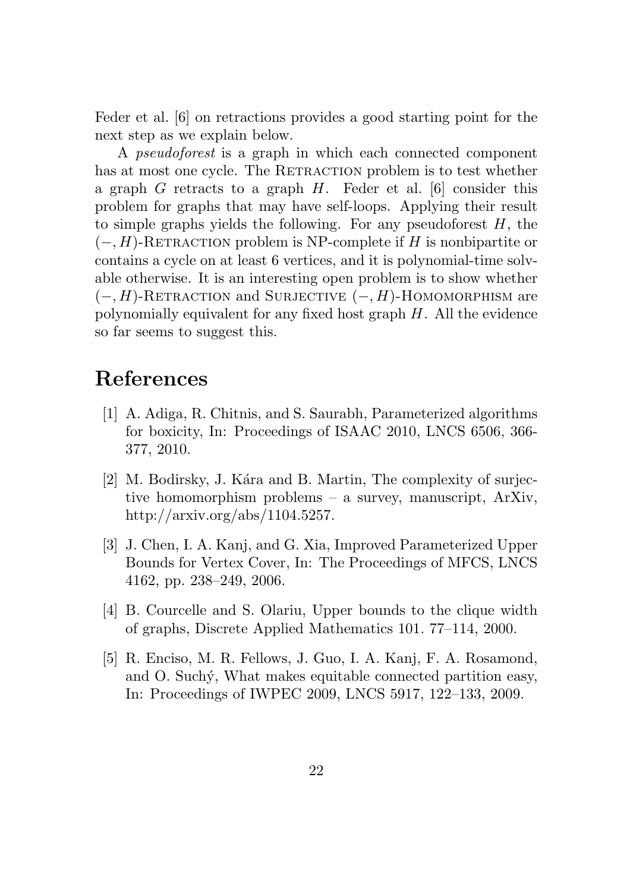Feder et al. [6] on retractions provides a good starting point for the next step as we explain below.

A *pseudoforest* is a graph in which each connected component has at most one cycle. The RETRACTION problem is to test whether a graph $G$ retracts to a graph $H$. Feder et al. [6] consider this problem for graphs that may have self-loops. Applying their result to simple graphs yields the following. For any pseudoforest $H$, the $(-, H)$-RETRACTION problem is NP-complete if $H$ is nonbipartite or contains a cycle on at least 6 vertices, and it is polynomial-time solvable otherwise. It is an interesting open problem is to show whether $(-, H)$-RETRACTION and SURJECTIVE $(-, H)$-HOMOMORPHISM are polynomially equivalent for any fixed host graph $H$. All the evidence so far seems to suggest this.

# References

[1] A. Adiga, R. Chitnis, and S. Saurabh, Parameterized algorithms for boxicity, In: Proceedings of ISAAC 2010, LNCS 6506, 366-377, 2010.

[2] M. Bodirsky, J. Kára and B. Martin, The complexity of surjective homomorphism problems – a survey, manuscript, ArXiv, http://arxiv.org/abs/1104.5257.

[3] J. Chen, I. A. Kanj, and G. Xia, Improved Parameterized Upper Bounds for Vertex Cover, In: The Proceedings of MFCS, LNCS 4162, pp. 238–249, 2006.

[4] B. Courcelle and S. Olariu, Upper bounds to the clique width of graphs, Discrete Applied Mathematics 101. 77–114, 2000.

[5] R. Enciso, M. R. Fellows, J. Guo, I. A. Kanj, F. A. Rosamond, and O. Suchý, What makes equitable connected partition easy, In: Proceedings of IWPEC 2009, LNCS 5917, 122–133, 2009.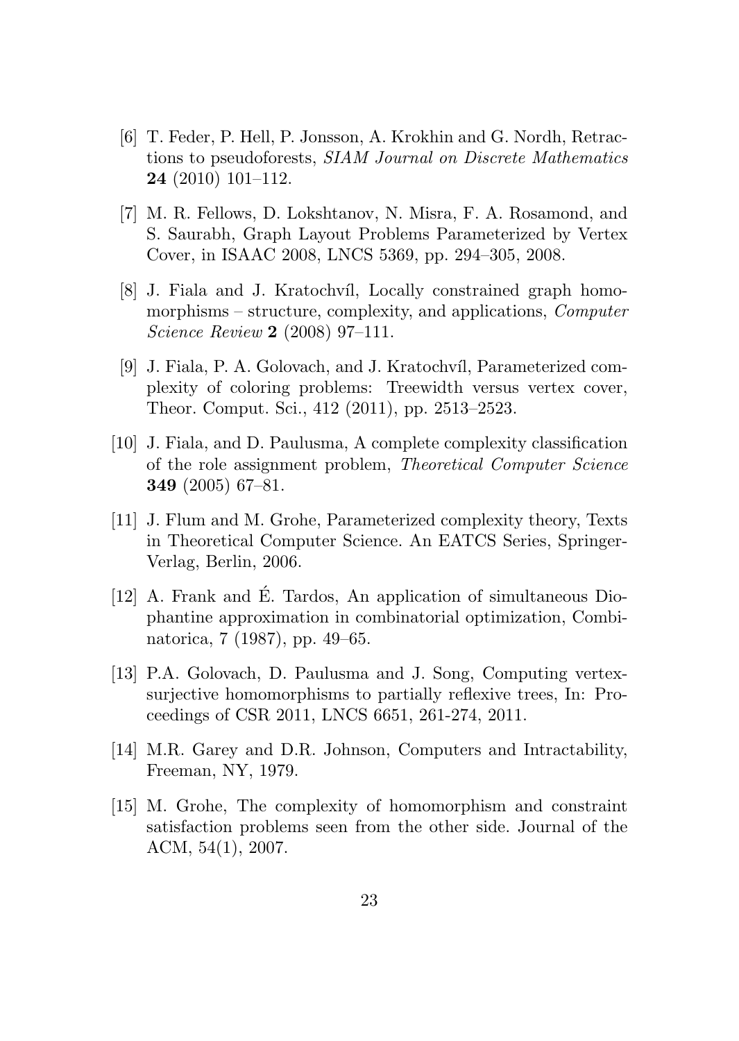[6] T. Feder, P. Hell, P. Jonsson, A. Krokhin and G. Nordh, Retractions to pseudoforests, *SIAM Journal on Discrete Mathematics* **24** (2010) 101–112.

[7] M. R. Fellows, D. Lokshtanov, N. Misra, F. A. Rosamond, and S. Saurabh, Graph Layout Problems Parameterized by Vertex Cover, in ISAAC 2008, LNCS 5369, pp. 294–305, 2008.

[8] J. Fiala and J. Kratochvíl, Locally constrained graph homomorphisms – structure, complexity, and applications, *Computer Science Review* **2** (2008) 97–111.

[9] J. Fiala, P. A. Golovach, and J. Kratochvíl, Parameterized complexity of coloring problems: Treewidth versus vertex cover, Theor. Comput. Sci., 412 (2011), pp. 2513–2523.

[10] J. Fiala, and D. Paulusma, A complete complexity classification of the role assignment problem, *Theoretical Computer Science* **349** (2005) 67–81.

[11] J. Flum and M. Grohe, Parameterized complexity theory, Texts in Theoretical Computer Science. An EATCS Series, Springer-Verlag, Berlin, 2006.

[12] A. Frank and É. Tardos, An application of simultaneous Diophantine approximation in combinatorial optimization, Combinatorica, 7 (1987), pp. 49–65.

[13] P.A. Golovach, D. Paulusma and J. Song, Computing vertex-surjective homomorphisms to partially reflexive trees, In: Proceedings of CSR 2011, LNCS 6651, 261-274, 2011.

[14] M.R. Garey and D.R. Johnson, Computers and Intractability, Freeman, NY, 1979.

[15] M. Grohe, The complexity of homomorphism and constraint satisfaction problems seen from the other side. Journal of the ACM, 54(1), 2007.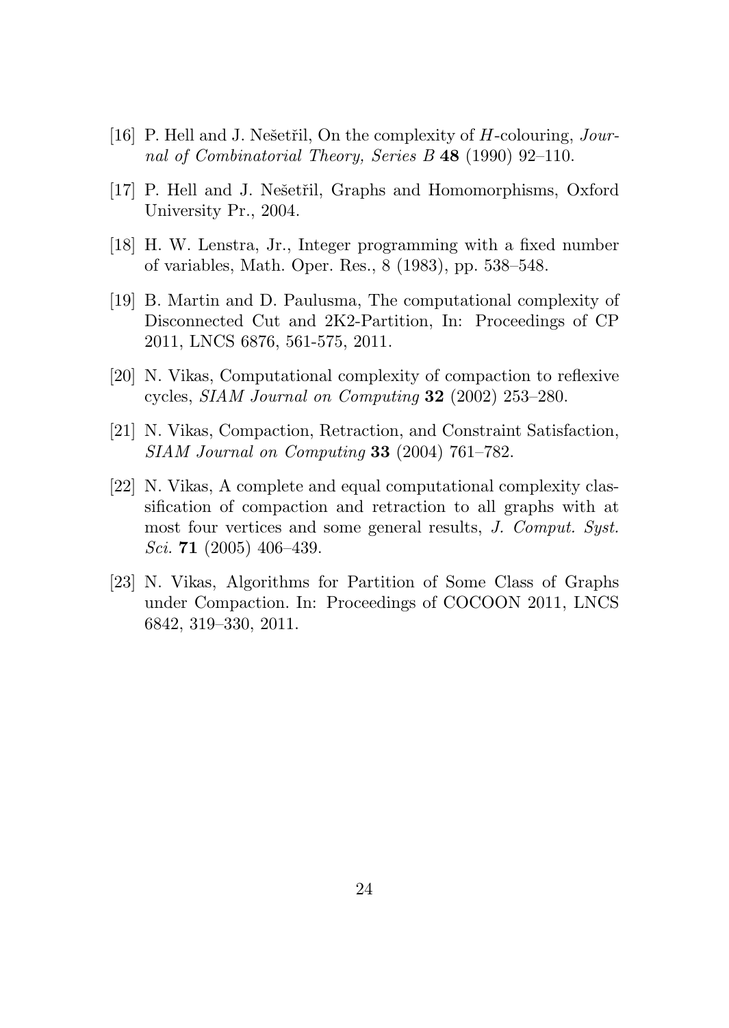[16] P. Hell and J. Nešetřil, On the complexity of $H$-colouring, *Journal of Combinatorial Theory, Series B* **48** (1990) 92–110.

[17] P. Hell and J. Nešetřil, Graphs and Homomorphisms, Oxford University Pr., 2004.

[18] H. W. Lenstra, Jr., Integer programming with a fixed number of variables, Math. Oper. Res., 8 (1983), pp. 538–548.

[19] B. Martin and D. Paulusma, The computational complexity of Disconnected Cut and 2K2-Partition, In: Proceedings of CP 2011, LNCS 6876, 561-575, 2011.

[20] N. Vikas, Computational complexity of compaction to reflexive cycles, *SIAM Journal on Computing* **32** (2002) 253–280.

[21] N. Vikas, Compaction, Retraction, and Constraint Satisfaction, *SIAM Journal on Computing* **33** (2004) 761–782.

[22] N. Vikas, A complete and equal computational complexity classification of compaction and retraction to all graphs with at most four vertices and some general results, *J. Comput. Syst. Sci.* **71** (2005) 406–439.

[23] N. Vikas, Algorithms for Partition of Some Class of Graphs under Compaction. In: Proceedings of COCOON 2011, LNCS 6842, 319–330, 2011.